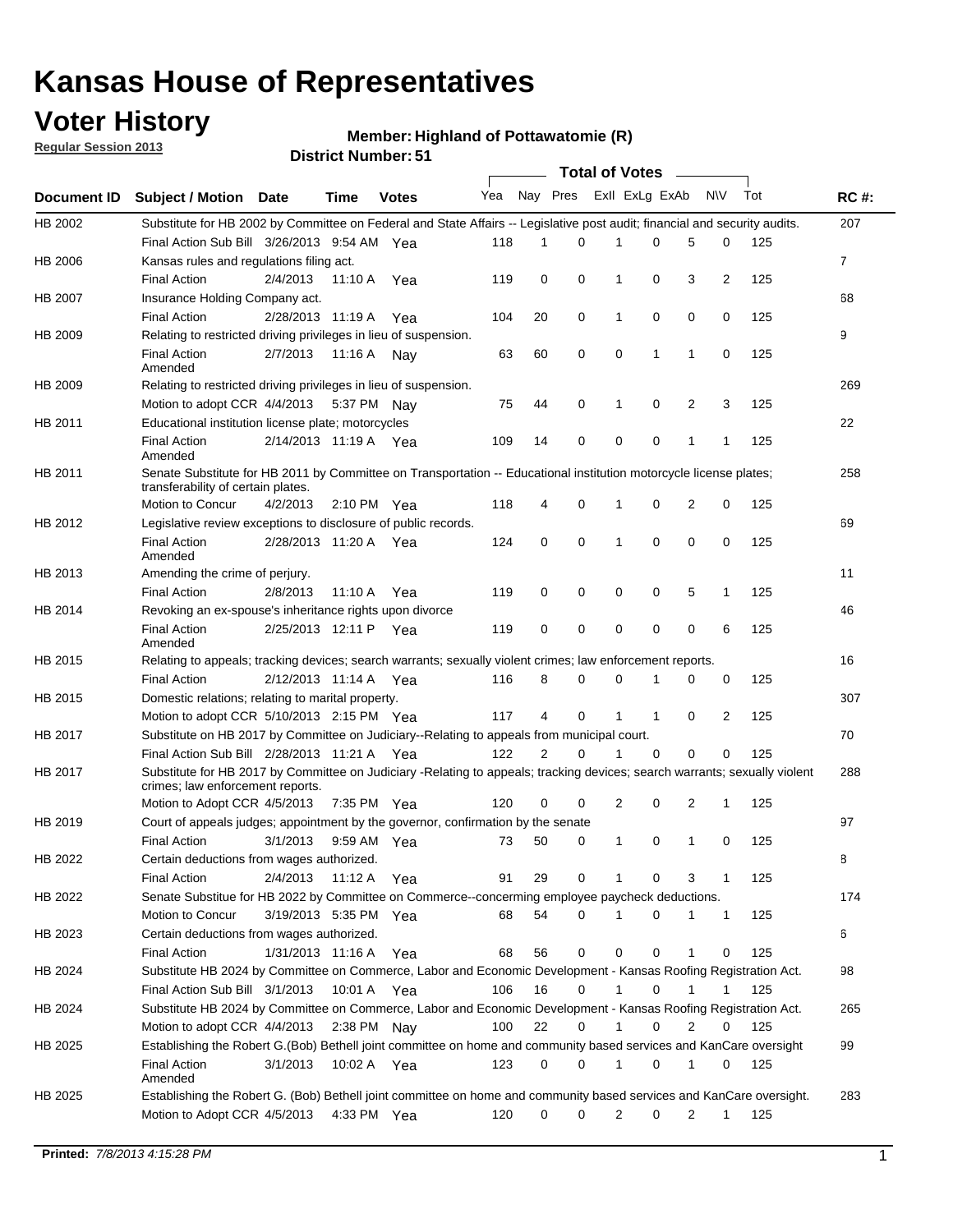# Kansas House of Representatives

## Voter History

**Regular Session 2013**

**Member: Highland of Pottawatomie (R)**

**District Number: 51**

| Document ID | Subject / Motion | Date | Time | Votes | Yea | Nay | Pres | ExII | ExLg | ExAb | N\V | Tot | RC #: |
|---|---|---|---|---|---|---|---|---|---|---|---|---|---|
| HB 2002 | Substitute for HB 2002 by Committee on Federal and State Affairs -- Legislative post audit; financial and security audits. | | | | | | | | | | | | 207 |
| | Final Action Sub Bill | 3/26/2013 | 9:54 AM | Yea | 118 | 1 | 0 | 1 | 0 | 5 | 0 | 125 | |
| HB 2006 | Kansas rules and regulations filing act. | | | | | | | | | | | | 7 |
| | Final Action | 2/4/2013 | 11:10 A | Yea | 119 | 0 | 0 | 1 | 0 | 3 | 2 | 125 | |
| HB 2007 | Insurance Holding Company act. | | | | | | | | | | | | 68 |
| | Final Action | 2/28/2013 | 11:19 A | Yea | 104 | 20 | 0 | 1 | 0 | 0 | 0 | 125 | |
| HB 2009 | Relating to restricted driving privileges in lieu of suspension. | | | | | | | | | | | | 9 |
| | Final Action Amended | 2/7/2013 | 11:16 A | Nay | 63 | 60 | 0 | 0 | 1 | 1 | 0 | 125 | |
| HB 2009 | Relating to restricted driving privileges in lieu of suspension. | | | | | | | | | | | | 269 |
| | Motion to adopt CCR | 4/4/2013 | 5:37 PM | Nay | 75 | 44 | 0 | 1 | 0 | 2 | 3 | 125 | |
| HB 2011 | Educational institution license plate; motorcycles | | | | | | | | | | | | 22 |
| | Final Action Amended | 2/14/2013 | 11:19 A | Yea | 109 | 14 | 0 | 0 | 0 | 1 | 1 | 125 | |
| HB 2011 | Senate Substitute for HB 2011 by Committee on Transportation -- Educational institution motorcycle license plates; transferability of certain plates. | | | | | | | | | | | | 258 |
| | Motion to Concur | 4/2/2013 | 2:10 PM | Yea | 118 | 4 | 0 | 1 | 0 | 2 | 0 | 125 | |
| HB 2012 | Legislative review exceptions to disclosure of public records. | | | | | | | | | | | | 69 |
| | Final Action Amended | 2/28/2013 | 11:20 A | Yea | 124 | 0 | 0 | 1 | 0 | 0 | 0 | 125 | |
| HB 2013 | Amending the crime of perjury. | | | | | | | | | | | | 11 |
| | Final Action | 2/8/2013 | 11:10 A | Yea | 119 | 0 | 0 | 0 | 0 | 5 | 1 | 125 | |
| HB 2014 | Revoking an ex-spouse's inheritance rights upon divorce | | | | | | | | | | | | 46 |
| | Final Action Amended | 2/25/2013 | 12:11 P | Yea | 119 | 0 | 0 | 0 | 0 | 0 | 6 | 125 | |
| HB 2015 | Relating to appeals; tracking devices; search warrants; sexually violent crimes; law enforcement reports. | | | | | | | | | | | | 16 |
| | Final Action | 2/12/2013 | 11:14 A | Yea | 116 | 8 | 0 | 0 | 1 | 0 | 0 | 125 | |
| HB 2015 | Domestic relations; relating to marital property. | | | | | | | | | | | | 307 |
| | Motion to adopt CCR | 5/10/2013 | 2:15 PM | Yea | 117 | 4 | 0 | 1 | 1 | 0 | 2 | 125 | |
| HB 2017 | Substitute on HB 2017 by Committee on Judiciary--Relating to appeals from municipal court. | | | | | | | | | | | | 70 |
| | Final Action Sub Bill | 2/28/2013 | 11:21 A | Yea | 122 | 2 | 0 | 1 | 0 | 0 | 0 | 125 | |
| HB 2017 | Substitute for HB 2017 by Committee on Judiciary -Relating to appeals; tracking devices; search warrants; sexually violent crimes; law enforcement reports. | | | | | | | | | | | | 288 |
| | Motion to Adopt CCR | 4/5/2013 | 7:35 PM | Yea | 120 | 0 | 0 | 2 | 0 | 2 | 1 | 125 | |
| HB 2019 | Court of appeals judges; appointment by the governor, confirmation by the senate | | | | | | | | | | | | 97 |
| | Final Action | 3/1/2013 | 9:59 AM | Yea | 73 | 50 | 0 | 1 | 0 | 1 | 0 | 125 | |
| HB 2022 | Certain deductions from wages authorized. | | | | | | | | | | | | 8 |
| | Final Action | 2/4/2013 | 11:12 A | Yea | 91 | 29 | 0 | 1 | 0 | 3 | 1 | 125 | |
| HB 2022 | Senate Substitue for HB 2022 by Committee on Commerce--concerning employee paycheck deductions. | | | | | | | | | | | | 174 |
| | Motion to Concur | 3/19/2013 | 5:35 PM | Yea | 68 | 54 | 0 | 1 | 0 | 1 | 1 | 125 | |
| HB 2023 | Certain deductions from wages authorized. | | | | | | | | | | | | 6 |
| | Final Action | 1/31/2013 | 11:16 A | Yea | 68 | 56 | 0 | 0 | 0 | 1 | 0 | 125 | |
| HB 2024 | Substitute HB 2024 by Committee on Commerce, Labor and Economic Development - Kansas Roofing Registration Act. | | | | | | | | | | | | 98 |
| | Final Action Sub Bill | 3/1/2013 | 10:01 A | Yea | 106 | 16 | 0 | 1 | 0 | 1 | 1 | 125 | |
| HB 2024 | Substitute HB 2024 by Committee on Commerce, Labor and Economic Development - Kansas Roofing Registration Act. | | | | | | | | | | | | 265 |
| | Motion to adopt CCR | 4/4/2013 | 2:38 PM | Nay | 100 | 22 | 0 | 1 | 0 | 2 | 0 | 125 | |
| HB 2025 | Establishing the Robert G.(Bob) Bethell joint committee on home and community based services and KanCare oversight | | | | | | | | | | | | 99 |
| | Final Action Amended | 3/1/2013 | 10:02 A | Yea | 123 | 0 | 0 | 1 | 0 | 1 | 0 | 125 | |
| HB 2025 | Establishing the Robert G. (Bob) Bethell joint committee on home and community based services and KanCare oversight. | | | | | | | | | | | | 283 |
| | Motion to Adopt CCR | 4/5/2013 | 4:33 PM | Yea | 120 | 0 | 0 | 2 | 0 | 2 | 1 | 125 | |

**Printed:** *7/8/2013 4:15:28 PM*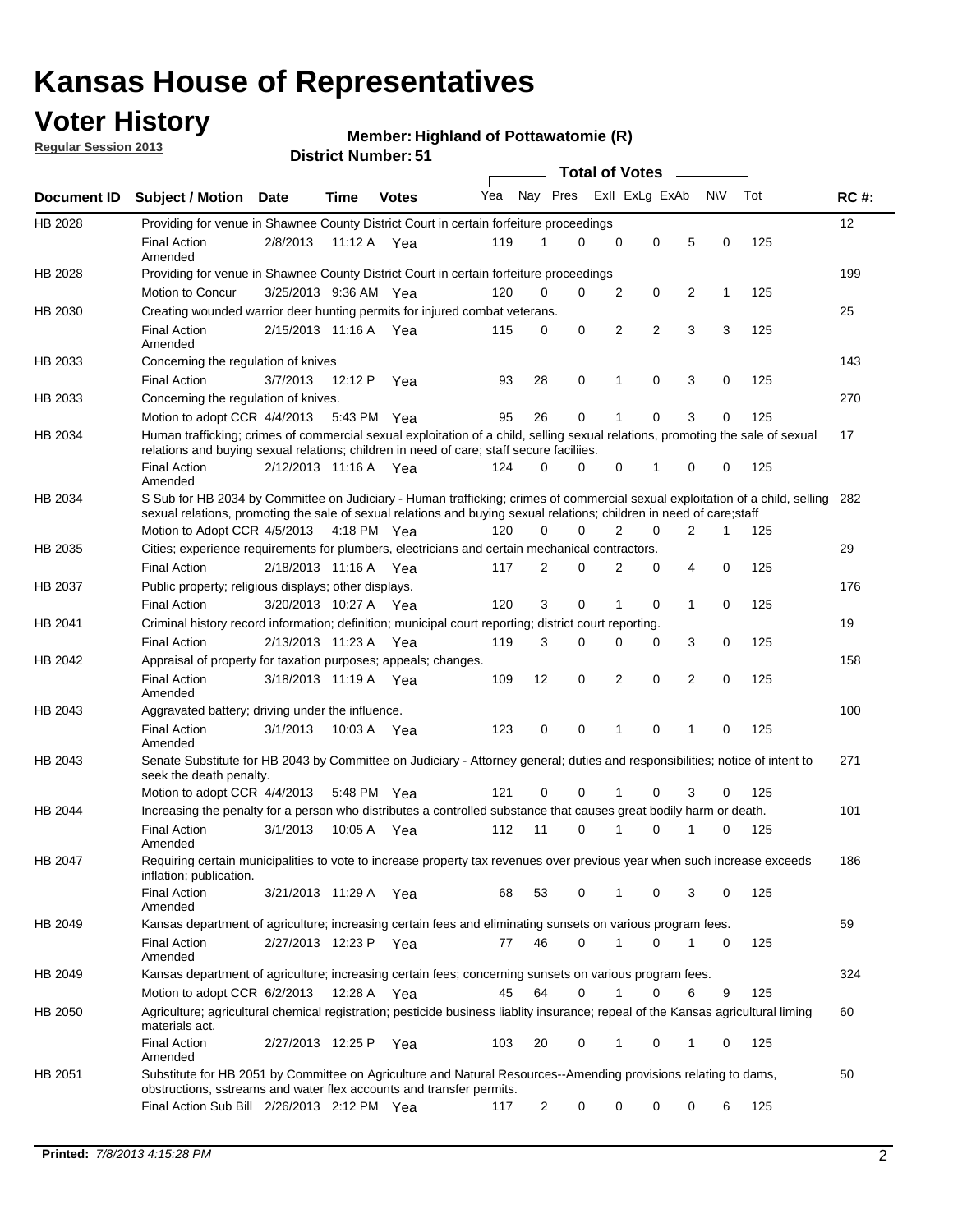# Kansas House of Representatives

## Voter History

**Regular Session 2013**

**Member: Highland of Pottawatomie (R)**

**District Number: 51**

| Document ID | Subject / Motion | Date | Time | Votes | Yea | Nay | Pres | ExII | ExLg | ExAb | N\V | Tot | RC #: |
|---|---|---|---|---|---|---|---|---|---|---|---|---|---|
| HB 2028 | Providing for venue in Shawnee County District Court in certain forfeiture proceedings | | | | | | | | | | | | 12 |
| | Final Action Amended | 2/8/2013 | 11:12 A | Yea | 119 | 1 | 0 | 0 | 0 | 5 | 0 | 125 | |
| HB 2028 | Providing for venue in Shawnee County District Court in certain forfeiture proceedings | | | | | | | | | | | | 199 |
| | Motion to Concur | 3/25/2013 | 9:36 AM | Yea | 120 | 0 | 0 | 2 | 0 | 2 | 1 | 125 | |
| HB 2030 | Creating wounded warrior deer hunting permits for injured combat veterans. | | | | | | | | | | | | 25 |
| | Final Action Amended | 2/15/2013 | 11:16 A | Yea | 115 | 0 | 0 | 2 | 2 | 3 | 3 | 125 | |
| HB 2033 | Concerning the regulation of knives | | | | | | | | | | | | 143 |
| | Final Action | 3/7/2013 | 12:12 P | Yea | 93 | 28 | 0 | 1 | 0 | 3 | 0 | 125 | |
| HB 2033 | Concerning the regulation of knives. | | | | | | | | | | | | 270 |
| | Motion to adopt CCR | 4/4/2013 | 5:43 PM | Yea | 95 | 26 | 0 | 1 | 0 | 3 | 0 | 125 | |
| HB 2034 | Human trafficking; crimes of commercial sexual exploitation of a child, selling sexual relations, promoting the sale of sexual relations and buying sexual relations; children in need of care; staff secure faciliies. | | | | | | | | | | | | 17 |
| | Final Action Amended | 2/12/2013 | 11:16 A | Yea | 124 | 0 | 0 | 0 | 1 | 0 | 0 | 125 | |
| HB 2034 | S Sub for HB 2034 by Committee on Judiciary - Human trafficking; crimes of commercial sexual exploitation of a child, selling sexual relations, promoting the sale of sexual relations and buying sexual relations; children in need of care;staff | | | | | | | | | | | | 282 |
| | Motion to Adopt CCR | 4/5/2013 | 4:18 PM | Yea | 120 | 0 | 0 | 2 | 0 | 2 | 1 | 125 | |
| HB 2035 | Cities; experience requirements for plumbers, electricians and certain mechanical contractors. | | | | | | | | | | | | 29 |
| | Final Action | 2/18/2013 | 11:16 A | Yea | 117 | 2 | 0 | 2 | 0 | 4 | 0 | 125 | |
| HB 2037 | Public property; religious displays; other displays. | | | | | | | | | | | | 176 |
| | Final Action | 3/20/2013 | 10:27 A | Yea | 120 | 3 | 0 | 1 | 0 | 1 | 0 | 125 | |
| HB 2041 | Criminal history record information; definition; municipal court reporting; district court reporting. | | | | | | | | | | | | 19 |
| | Final Action | 2/13/2013 | 11:23 A | Yea | 119 | 3 | 0 | 0 | 0 | 3 | 0 | 125 | |
| HB 2042 | Appraisal of property for taxation purposes; appeals; changes. | | | | | | | | | | | | 158 |
| | Final Action Amended | 3/18/2013 | 11:19 A | Yea | 109 | 12 | 0 | 2 | 0 | 2 | 0 | 125 | |
| HB 2043 | Aggravated battery; driving under the influence. | | | | | | | | | | | | 100 |
| | Final Action Amended | 3/1/2013 | 10:03 A | Yea | 123 | 0 | 0 | 1 | 0 | 1 | 0 | 125 | |
| HB 2043 | Senate Substitute for HB 2043 by Committee on Judiciary - Attorney general; duties and responsibilities; notice of intent to seek the death penalty. | | | | | | | | | | | | 271 |
| | Motion to adopt CCR | 4/4/2013 | 5:48 PM | Yea | 121 | 0 | 0 | 1 | 0 | 3 | 0 | 125 | |
| HB 2044 | Increasing the penalty for a person who distributes a controlled substance that causes great bodily harm or death. | | | | | | | | | | | | 101 |
| | Final Action Amended | 3/1/2013 | 10:05 A | Yea | 112 | 11 | 0 | 1 | 0 | 1 | 0 | 125 | |
| HB 2047 | Requiring certain municipalities to vote to increase property tax revenues over previous year when such increase exceeds inflation; publication. | | | | | | | | | | | | 186 |
| | Final Action Amended | 3/21/2013 | 11:29 A | Yea | 68 | 53 | 0 | 1 | 0 | 3 | 0 | 125 | |
| HB 2049 | Kansas department of agriculture; increasing certain fees and eliminating sunsets on various program fees. | | | | | | | | | | | | 59 |
| | Final Action Amended | 2/27/2013 | 12:23 P | Yea | 77 | 46 | 0 | 1 | 0 | 1 | 0 | 125 | |
| HB 2049 | Kansas department of agriculture; increasing certain fees; concerning sunsets on various program fees. | | | | | | | | | | | | 324 |
| | Motion to adopt CCR | 6/2/2013 | 12:28 A | Yea | 45 | 64 | 0 | 1 | 0 | 6 | 9 | 125 | |
| HB 2050 | Agriculture; agricultural chemical registration; pesticide business liablity insurance; repeal of the Kansas agricultural liming materials act. | | | | | | | | | | | | 60 |
| | Final Action Amended | 2/27/2013 | 12:25 P | Yea | 103 | 20 | 0 | 1 | 0 | 1 | 0 | 125 | |
| HB 2051 | Substitute for HB 2051 by Committee on Agriculture and Natural Resources--Amending provisions relating to dams, obstructions, sstreams and water flex accounts and transfer permits. | | | | | | | | | | | | 50 |
| | Final Action Sub Bill | 2/26/2013 | 2:12 PM | Yea | 117 | 2 | 0 | 0 | 0 | 0 | 6 | 125 | |

**Printed:** *7/8/2013 4:15:28 PM*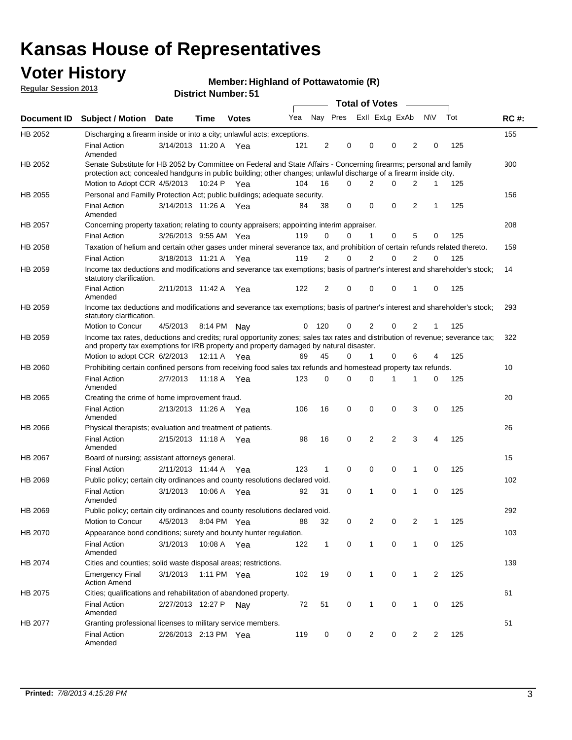# Kansas House of Representatives

## Voter History

**Regular Session 2013**

**Member: Highland of Pottawatomie (R)**

**District Number: 51**

| Document ID | Subject / Motion | Date | Time | Votes | Yea | Nay | Pres | ExII | ExLg | ExAb | N\V | Tot | RC #: |
|---|---|---|---|---|---|---|---|---|---|---|---|---|---|
| HB 2052 | Discharging a firearm inside or into a city; unlawful acts; exceptions. | | | | | | | | | | | | 155 |
| | Final Action Amended | 3/14/2013 | 11:20 A | Yea | 121 | 2 | 0 | 0 | 0 | 2 | 0 | 125 | |
| HB 2052 | Senate Substitute for HB 2052 by Committee on Federal and State Affairs - Concerning firearms; personal and family protection act; concealed handguns in public building; other changes; unlawful discharge of a firearm inside city. | | | | | | | | | | | | 300 |
| | Motion to Adopt CCR | 4/5/2013 | 10:24 P | Yea | 104 | 16 | 0 | 2 | 0 | 2 | 1 | 125 | |
| HB 2055 | Personal and Familly Protection Act; public buildings; adequate security. | | | | | | | | | | | | 156 |
| | Final Action Amended | 3/14/2013 | 11:26 A | Yea | 84 | 38 | 0 | 0 | 0 | 2 | 1 | 125 | |
| HB 2057 | Concerning property taxation; relating to county appraisers; appointing interim appraiser. | | | | | | | | | | | | 208 |
| | Final Action | 3/26/2013 | 9:55 AM | Yea | 119 | 0 | 0 | 1 | 0 | 5 | 0 | 125 | |
| HB 2058 | Taxation of helium and certain other gases under mineral severance tax, and prohibition of certain refunds related thereto. | | | | | | | | | | | | 159 |
| | Final Action | 3/18/2013 | 11:21 A | Yea | 119 | 2 | 0 | 2 | 0 | 2 | 0 | 125 | |
| HB 2059 | Income tax deductions and modifications and severance tax exemptions; basis of partner's interest and shareholder's stock; statutory clarification. | | | | | | | | | | | | 14 |
| | Final Action Amended | 2/11/2013 | 11:42 A | Yea | 122 | 2 | 0 | 0 | 0 | 1 | 0 | 125 | |
| HB 2059 | Income tax deductions and modifications and severance tax exemptions; basis of partner's interest and shareholder's stock; statutory clarification. | | | | | | | | | | | | 293 |
| | Motion to Concur | 4/5/2013 | 8:14 PM | Nay | 0 | 120 | 0 | 2 | 0 | 2 | 1 | 125 | |
| HB 2059 | Income tax rates, deductions and credits; rural opportunity zones; sales tax rates and distribution of revenue; severance tax; and property tax exemptions for IRB property and property damaged by natural disaster. | | | | | | | | | | | | 322 |
| | Motion to adopt CCR | 6/2/2013 | 12:11 A | Yea | 69 | 45 | 0 | 1 | 0 | 6 | 4 | 125 | |
| HB 2060 | Prohibiting certain confined persons from receiving food sales tax refunds and homestead property tax refunds. | | | | | | | | | | | | 10 |
| | Final Action Amended | 2/7/2013 | 11:18 A | Yea | 123 | 0 | 0 | 0 | 1 | 1 | 0 | 125 | |
| HB 2065 | Creating the crime of home improvement fraud. | | | | | | | | | | | | 20 |
| | Final Action Amended | 2/13/2013 | 11:26 A | Yea | 106 | 16 | 0 | 0 | 0 | 3 | 0 | 125 | |
| HB 2066 | Physical therapists; evaluation and treatment of patients. | | | | | | | | | | | | 26 |
| | Final Action Amended | 2/15/2013 | 11:18 A | Yea | 98 | 16 | 0 | 2 | 2 | 3 | 4 | 125 | |
| HB 2067 | Board of nursing; assistant attorneys general. | | | | | | | | | | | | 15 |
| | Final Action | 2/11/2013 | 11:44 A | Yea | 123 | 1 | 0 | 0 | 0 | 1 | 0 | 125 | |
| HB 2069 | Public policy; certain city ordinances and county resolutions declared void. | | | | | | | | | | | | 102 |
| | Final Action Amended | 3/1/2013 | 10:06 A | Yea | 92 | 31 | 0 | 1 | 0 | 1 | 0 | 125 | |
| HB 2069 | Public policy; certain city ordinances and county resolutions declared void. | | | | | | | | | | | | 292 |
| | Motion to Concur | 4/5/2013 | 8:04 PM | Yea | 88 | 32 | 0 | 2 | 0 | 2 | 1 | 125 | |
| HB 2070 | Appearance bond conditions; surety and bounty hunter regulation. | | | | | | | | | | | | 103 |
| | Final Action Amended | 3/1/2013 | 10:08 A | Yea | 122 | 1 | 0 | 1 | 0 | 1 | 0 | 125 | |
| HB 2074 | Cities and counties; solid waste disposal areas; restrictions. | | | | | | | | | | | | 139 |
| | Emergency Final Action Amend | 3/1/2013 | 1:11 PM | Yea | 102 | 19 | 0 | 1 | 0 | 1 | 2 | 125 | |
| HB 2075 | Cities; qualifications and rehabilitation of abandoned property. | | | | | | | | | | | | 61 |
| | Final Action Amended | 2/27/2013 | 12:27 P | Nay | 72 | 51 | 0 | 1 | 0 | 1 | 0 | 125 | |
| HB 2077 | Granting professional licenses to military service members. | | | | | | | | | | | | 51 |
| | Final Action Amended | 2/26/2013 | 2:13 PM | Yea | 119 | 0 | 0 | 2 | 0 | 2 | 2 | 125 | |

**Printed:** *7/8/2013 4:15:28 PM*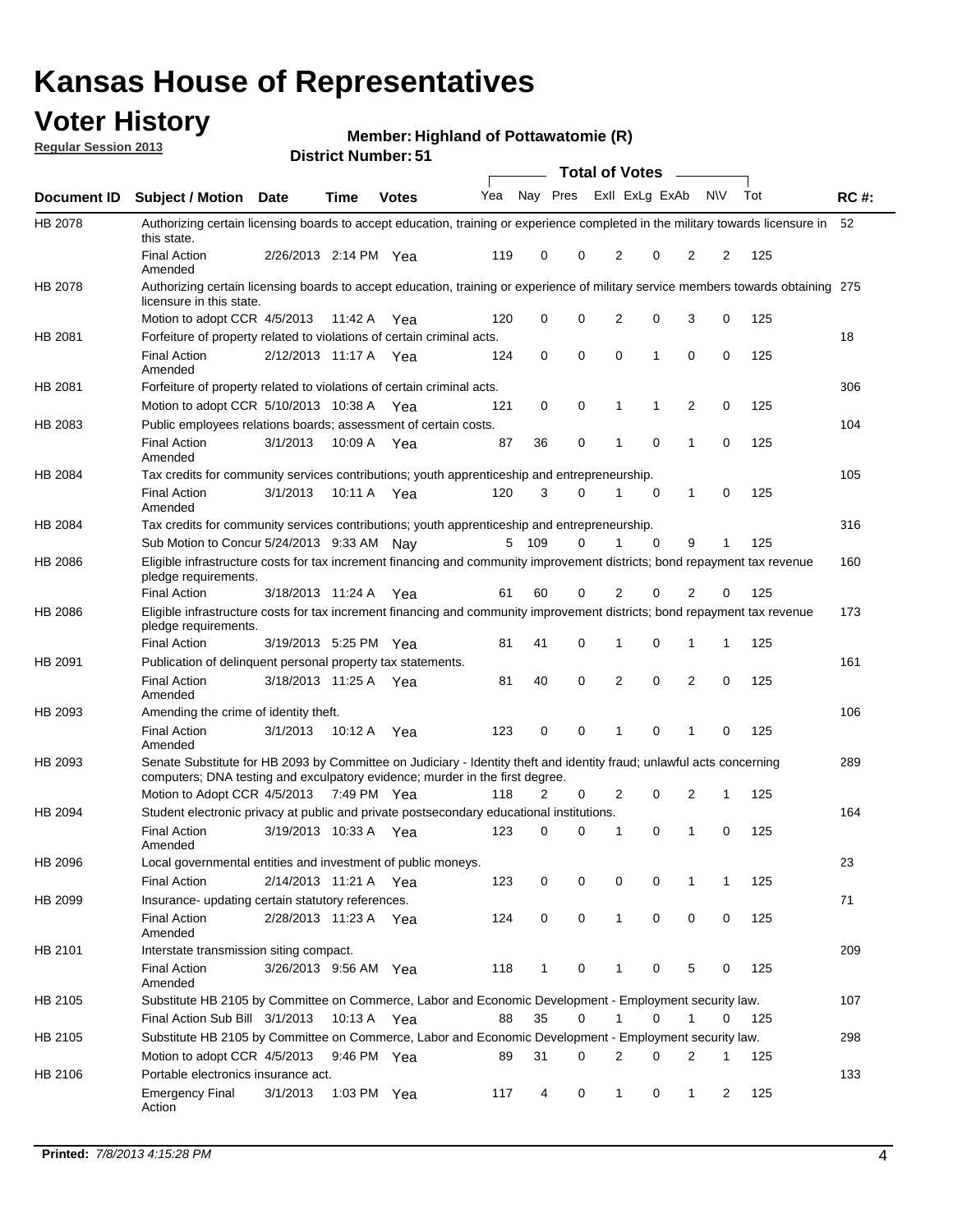# Kansas House of Representatives

## Voter History

**Regular Session 2013**

**Member: Highland of Pottawatomie (R)**

**District Number: 51**

| Document ID | Subject / Motion | Date | Time | Votes | Yea | Nay | Pres | ExlI | ExLg | ExAb | N\V | Tot | RC #: |
|---|---|---|---|---|---|---|---|---|---|---|---|---|---|
| HB 2078 | Authorizing certain licensing boards to accept education, training or experience completed in the military towards licensure in this state. | | | | | | | | | | | | 52 |
| | Final Action Amended | 2/26/2013 | 2:14 PM | Yea | 119 | 0 | 0 | 2 | 0 | 2 | 2 | 125 | |
| HB 2078 | Authorizing certain licensing boards to accept education, training or experience of military service members towards obtaining licensure in this state. | | | | | | | | | | | | 275 |
| | Motion to adopt CCR | 4/5/2013 | 11:42 A | Yea | 120 | 0 | 0 | 2 | 0 | 3 | 0 | 125 | |
| HB 2081 | Forfeiture of property related to violations of certain criminal acts. | | | | | | | | | | | | 18 |
| | Final Action Amended | 2/12/2013 | 11:17 A | Yea | 124 | 0 | 0 | 0 | 1 | 0 | 0 | 125 | |
| HB 2081 | Forfeiture of property related to violations of certain criminal acts. | | | | | | | | | | | | 306 |
| | Motion to adopt CCR | 5/10/2013 | 10:38 A | Yea | 121 | 0 | 0 | 1 | 1 | 2 | 0 | 125 | |
| HB 2083 | Public employees relations boards; assessment of certain costs. | | | | | | | | | | | | 104 |
| | Final Action Amended | 3/1/2013 | 10:09 A | Yea | 87 | 36 | 0 | 1 | 0 | 1 | 0 | 125 | |
| HB 2084 | Tax credits for community services contributions; youth apprenticeship and entrepreneurship. | | | | | | | | | | | | 105 |
| | Final Action Amended | 3/1/2013 | 10:11 A | Yea | 120 | 3 | 0 | 1 | 0 | 1 | 0 | 125 | |
| HB 2084 | Tax credits for community services contributions; youth apprenticeship and entrepreneurship. | | | | | | | | | | | | 316 |
| | Sub Motion to Concur | 5/24/2013 | 9:33 AM | Nay | 5 | 109 | 0 | 1 | 0 | 9 | 1 | 125 | |
| HB 2086 | Eligible infrastructure costs for tax increment financing and community improvement districts; bond repayment tax revenue pledge requirements. | | | | | | | | | | | | 160 |
| | Final Action | 3/18/2013 | 11:24 A | Yea | 61 | 60 | 0 | 2 | 0 | 2 | 0 | 125 | |
| HB 2086 | Eligible infrastructure costs for tax increment financing and community improvement districts; bond repayment tax revenue pledge requirements. | | | | | | | | | | | | 173 |
| | Final Action | 3/19/2013 | 5:25 PM | Yea | 81 | 41 | 0 | 1 | 0 | 1 | 1 | 125 | |
| HB 2091 | Publication of delinquent personal property tax statements. | | | | | | | | | | | | 161 |
| | Final Action Amended | 3/18/2013 | 11:25 A | Yea | 81 | 40 | 0 | 2 | 0 | 2 | 0 | 125 | |
| HB 2093 | Amending the crime of identity theft. | | | | | | | | | | | | 106 |
| | Final Action Amended | 3/1/2013 | 10:12 A | Yea | 123 | 0 | 0 | 1 | 0 | 1 | 0 | 125 | |
| HB 2093 | Senate Substitute for HB 2093 by Committee on Judiciary - Identity theft and identity fraud; unlawful acts concerning computers; DNA testing and exculpatory evidence; murder in the first degree. | | | | | | | | | | | | 289 |
| | Motion to Adopt CCR | 4/5/2013 | 7:49 PM | Yea | 118 | 2 | 0 | 2 | 0 | 2 | 1 | 125 | |
| HB 2094 | Student electronic privacy at public and private postsecondary educational institutions. | | | | | | | | | | | | 164 |
| | Final Action Amended | 3/19/2013 | 10:33 A | Yea | 123 | 0 | 0 | 1 | 0 | 1 | 0 | 125 | |
| HB 2096 | Local governmental entities and investment of public moneys. | | | | | | | | | | | | 23 |
| | Final Action | 2/14/2013 | 11:21 A | Yea | 123 | 0 | 0 | 0 | 0 | 1 | 1 | 125 | |
| HB 2099 | Insurance- updating certain statutory references. | | | | | | | | | | | | 71 |
| | Final Action Amended | 2/28/2013 | 11:23 A | Yea | 124 | 0 | 0 | 1 | 0 | 0 | 0 | 125 | |
| HB 2101 | Interstate transmission siting compact. | | | | | | | | | | | | 209 |
| | Final Action Amended | 3/26/2013 | 9:56 AM | Yea | 118 | 1 | 0 | 1 | 0 | 5 | 0 | 125 | |
| HB 2105 | Substitute HB 2105 by Committee on Commerce, Labor and Economic Development - Employment security law. | | | | | | | | | | | | 107 |
| | Final Action Sub Bill | 3/1/2013 | 10:13 A | Yea | 88 | 35 | 0 | 1 | 0 | 1 | 0 | 125 | |
| HB 2105 | Substitute HB 2105 by Committee on Commerce, Labor and Economic Development - Employment security law. | | | | | | | | | | | | 298 |
| | Motion to adopt CCR | 4/5/2013 | 9:46 PM | Yea | 89 | 31 | 0 | 2 | 0 | 2 | 1 | 125 | |
| HB 2106 | Portable electronics insurance act. | | | | | | | | | | | | 133 |
| | Emergency Final Action | 3/1/2013 | 1:03 PM | Yea | 117 | 4 | 0 | 1 | 0 | 1 | 2 | 125 | |

**Printed:** *7/8/2013 4:15:28 PM*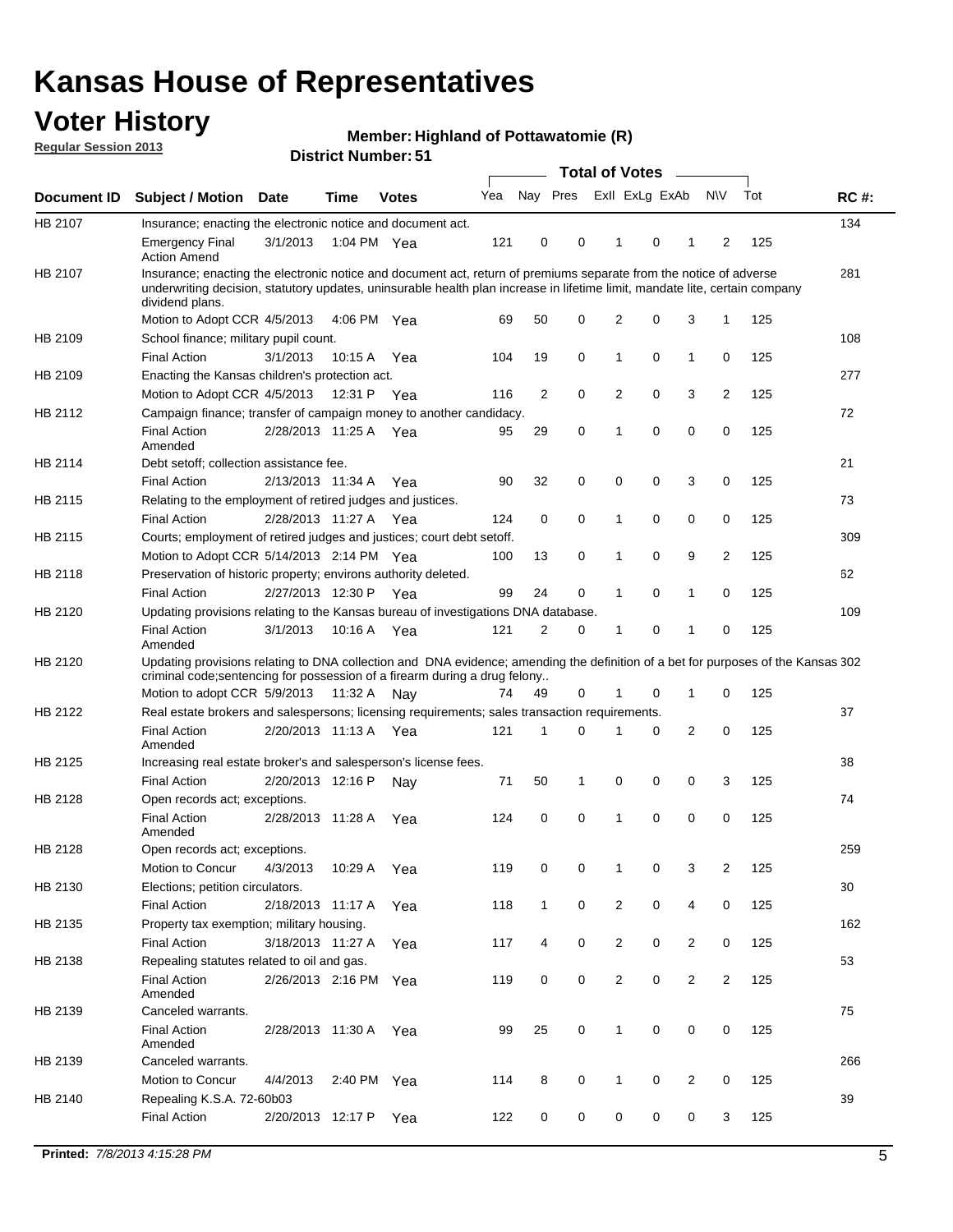# Kansas House of Representatives

## Voter History

**Regular Session 2013**

**Member: Highland of Pottawatomie (R)**

**District Number: 51**

| Document ID | Subject / Motion | Date | Time | Votes | Yea | Nay | Pres | ExII | ExLg | ExAb | N\V | Tot | RC #: |
|---|---|---|---|---|---|---|---|---|---|---|---|---|---|
| HB 2107 | Insurance; enacting the electronic notice and document act. | | | | | | | | | | | | 134 |
| | Emergency Final Action Amend | 3/1/2013 | 1:04 PM | Yea | 121 | 0 | 0 | 1 | 0 | 1 | 2 | 125 | |
| HB 2107 | Insurance; enacting the electronic notice and document act, return of premiums separate from the notice of adverse underwriting decision, statutory updates, uninsurable health plan increase in lifetime limit, mandate lite, certain company dividend plans. | | | | | | | | | | | | 281 |
| | Motion to Adopt CCR | 4/5/2013 | 4:06 PM | Yea | 69 | 50 | 0 | 2 | 0 | 3 | 1 | 125 | |
| HB 2109 | School finance; military pupil count. | | | | | | | | | | | | 108 |
| | Final Action | 3/1/2013 | 10:15 A | Yea | 104 | 19 | 0 | 1 | 0 | 1 | 0 | 125 | |
| HB 2109 | Enacting the Kansas children's protection act. | | | | | | | | | | | | 277 |
| | Motion to Adopt CCR | 4/5/2013 | 12:31 P | Yea | 116 | 2 | 0 | 2 | 0 | 3 | 2 | 125 | |
| HB 2112 | Campaign finance; transfer of campaign money to another candidacy. | | | | | | | | | | | | 72 |
| | Final Action Amended | 2/28/2013 | 11:25 A | Yea | 95 | 29 | 0 | 1 | 0 | 0 | 0 | 125 | |
| HB 2114 | Debt setoff; collection assistance fee. | | | | | | | | | | | | 21 |
| | Final Action | 2/13/2013 | 11:34 A | Yea | 90 | 32 | 0 | 0 | 0 | 3 | 0 | 125 | |
| HB 2115 | Relating to the employment of retired judges and justices. | | | | | | | | | | | | 73 |
| | Final Action | 2/28/2013 | 11:27 A | Yea | 124 | 0 | 0 | 1 | 0 | 0 | 0 | 125 | |
| HB 2115 | Courts; employment of retired judges and justices; court debt setoff. | | | | | | | | | | | | 309 |
| | Motion to Adopt CCR | 5/14/2013 | 2:14 PM | Yea | 100 | 13 | 0 | 1 | 0 | 9 | 2 | 125 | |
| HB 2118 | Preservation of historic property; environs authority deleted. | | | | | | | | | | | | 62 |
| | Final Action | 2/27/2013 | 12:30 P | Yea | 99 | 24 | 0 | 1 | 0 | 1 | 0 | 125 | |
| HB 2120 | Updating provisions relating to the Kansas bureau of investigations DNA database. | | | | | | | | | | | | 109 |
| | Final Action Amended | 3/1/2013 | 10:16 A | Yea | 121 | 2 | 0 | 1 | 0 | 1 | 0 | 125 | |
| HB 2120 | Updating provisions relating to DNA collection and DNA evidence; amending the definition of a bet for purposes of the Kansas criminal code;sentencing for possession of a firearm during a drug felony.. | | | | | | | | | | | | 302 |
| | Motion to adopt CCR | 5/9/2013 | 11:32 A | Nay | 74 | 49 | 0 | 1 | 0 | 1 | 0 | 125 | |
| HB 2122 | Real estate brokers and salespersons; licensing requirements; sales transaction requirements. | | | | | | | | | | | | 37 |
| | Final Action Amended | 2/20/2013 | 11:13 A | Yea | 121 | 1 | 0 | 1 | 0 | 2 | 0 | 125 | |
| HB 2125 | Increasing real estate broker's and salesperson's license fees. | | | | | | | | | | | | 38 |
| | Final Action | 2/20/2013 | 12:16 P | Nay | 71 | 50 | 1 | 0 | 0 | 0 | 3 | 125 | |
| HB 2128 | Open records act; exceptions. | | | | | | | | | | | | 74 |
| | Final Action Amended | 2/28/2013 | 11:28 A | Yea | 124 | 0 | 0 | 1 | 0 | 0 | 0 | 125 | |
| HB 2128 | Open records act; exceptions. | | | | | | | | | | | | 259 |
| | Motion to Concur | 4/3/2013 | 10:29 A | Yea | 119 | 0 | 0 | 1 | 0 | 3 | 2 | 125 | |
| HB 2130 | Elections; petition circulators. | | | | | | | | | | | | 30 |
| | Final Action | 2/18/2013 | 11:17 A | Yea | 118 | 1 | 0 | 2 | 0 | 4 | 0 | 125 | |
| HB 2135 | Property tax exemption; military housing. | | | | | | | | | | | | 162 |
| | Final Action | 3/18/2013 | 11:27 A | Yea | 117 | 4 | 0 | 2 | 0 | 2 | 0 | 125 | |
| HB 2138 | Repealing statutes related to oil and gas. | | | | | | | | | | | | 53 |
| | Final Action Amended | 2/26/2013 | 2:16 PM | Yea | 119 | 0 | 0 | 2 | 0 | 2 | 2 | 125 | |
| HB 2139 | Canceled warrants. | | | | | | | | | | | | 75 |
| | Final Action Amended | 2/28/2013 | 11:30 A | Yea | 99 | 25 | 0 | 1 | 0 | 0 | 0 | 125 | |
| HB 2139 | Canceled warrants. | | | | | | | | | | | | 266 |
| | Motion to Concur | 4/4/2013 | 2:40 PM | Yea | 114 | 8 | 0 | 1 | 0 | 2 | 0 | 125 | |
| HB 2140 | Repealing K.S.A. 72-60b03 | | | | | | | | | | | | 39 |
| | Final Action | 2/20/2013 | 12:17 P | Yea | 122 | 0 | 0 | 0 | 0 | 0 | 3 | 125 | |

**Printed:** *7/8/2013 4:15:28 PM*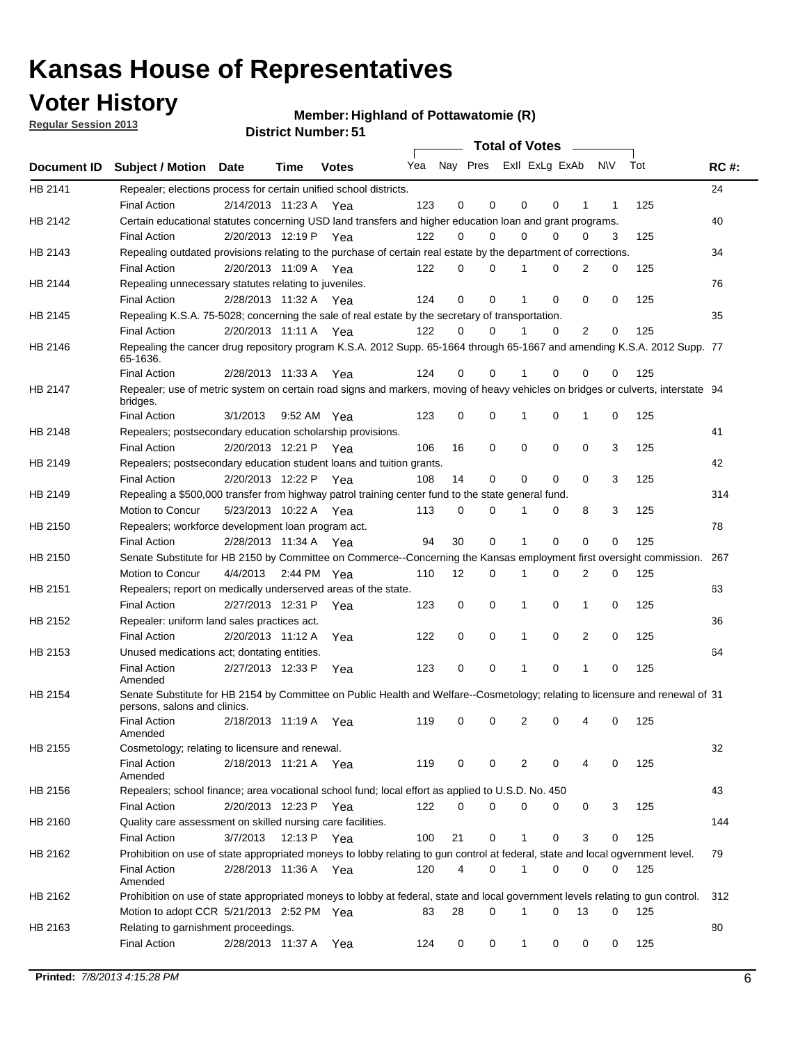# Kansas House of Representatives

## Voter History

**Regular Session 2013**

**Member: Highland of Pottawatomie (R)**

**District Number: 51**

| Document ID | Subject / Motion | Date | Time | Votes | Yea | Nay | Pres | ExII | ExLg | ExAb | N\V | Tot | RC #: |
|---|---|---|---|---|---|---|---|---|---|---|---|---|---|
| HB 2141 | Repealer; elections process for certain unified school districts. | | | | | | | | | | | | 24 |
| | Final Action | 2/14/2013 | 11:23 A | Yea | 123 | 0 | 0 | 0 | 0 | 1 | 1 | 125 | |
| HB 2142 | Certain educational statutes concerning USD land transfers and higher education loan and grant programs. | | | | | | | | | | | | 40 |
| | Final Action | 2/20/2013 | 12:19 P | Yea | 122 | 0 | 0 | 0 | 0 | 0 | 3 | 125 | |
| HB 2143 | Repealing outdated provisions relating to the purchase of certain real estate by the department of corrections. | | | | | | | | | | | | 34 |
| | Final Action | 2/20/2013 | 11:09 A | Yea | 122 | 0 | 0 | 1 | 0 | 2 | 0 | 125 | |
| HB 2144 | Repealing unnecessary statutes relating to juveniles. | | | | | | | | | | | | 76 |
| | Final Action | 2/28/2013 | 11:32 A | Yea | 124 | 0 | 0 | 1 | 0 | 0 | 0 | 125 | |
| HB 2145 | Repealing K.S.A. 75-5028; concerning the sale of real estate by the secretary of transportation. | | | | | | | | | | | | 35 |
| | Final Action | 2/20/2013 | 11:11 A | Yea | 122 | 0 | 0 | 1 | 0 | 2 | 0 | 125 | |
| HB 2146 | Repealing the cancer drug repository program K.S.A. 2012 Supp. 65-1664 through 65-1667 and amending K.S.A. 2012 Supp. 65-1636. | | | | | | | | | | | | 77 |
| | Final Action | 2/28/2013 | 11:33 A | Yea | 124 | 0 | 0 | 1 | 0 | 0 | 0 | 125 | |
| HB 2147 | Repealer; use of metric system on certain road signs and markers, moving of heavy vehicles on bridges or culverts, interstate bridges. | | | | | | | | | | | | 94 |
| | Final Action | 3/1/2013 | 9:52 AM | Yea | 123 | 0 | 0 | 1 | 0 | 1 | 0 | 125 | |
| HB 2148 | Repealers; postsecondary education scholarship provisions. | | | | | | | | | | | | 41 |
| | Final Action | 2/20/2013 | 12:21 P | Yea | 106 | 16 | 0 | 0 | 0 | 0 | 3 | 125 | |
| HB 2149 | Repealers; postsecondary education student loans and tuition grants. | | | | | | | | | | | | 42 |
| | Final Action | 2/20/2013 | 12:22 P | Yea | 108 | 14 | 0 | 0 | 0 | 0 | 3 | 125 | |
| HB 2149 | Repealing a $500,000 transfer from highway patrol training center fund to the state general fund. | | | | | | | | | | | | 314 |
| | Motion to Concur | 5/23/2013 | 10:22 A | Yea | 113 | 0 | 0 | 1 | 0 | 8 | 3 | 125 | |
| HB 2150 | Repealers; workforce development loan program act. | | | | | | | | | | | | 78 |
| | Final Action | 2/28/2013 | 11:34 A | Yea | 94 | 30 | 0 | 1 | 0 | 0 | 0 | 125 | |
| HB 2150 | Senate Substitute for HB 2150 by Committee on Commerce--Concerning the Kansas employment first oversight commission. | | | | | | | | | | | | 267 |
| | Motion to Concur | 4/4/2013 | 2:44 PM | Yea | 110 | 12 | 0 | 1 | 0 | 2 | 0 | 125 | |
| HB 2151 | Repealers; report on medically underserved areas of the state. | | | | | | | | | | | | 63 |
| | Final Action | 2/27/2013 | 12:31 P | Yea | 123 | 0 | 0 | 1 | 0 | 1 | 0 | 125 | |
| HB 2152 | Repealer: uniform land sales practices act. | | | | | | | | | | | | 36 |
| | Final Action | 2/20/2013 | 11:12 A | Yea | 122 | 0 | 0 | 1 | 0 | 2 | 0 | 125 | |
| HB 2153 | Unused medications act; dontating entities. | | | | | | | | | | | | 64 |
| | Final Action Amended | 2/27/2013 | 12:33 P | Yea | 123 | 0 | 0 | 1 | 0 | 1 | 0 | 125 | |
| HB 2154 | Senate Substitute for HB 2154 by Committee on Public Health and Welfare--Cosmetology; relating to licensure and renewal of persons, salons and clinics. | | | | | | | | | | | | 31 |
| | Final Action Amended | 2/18/2013 | 11:19 A | Yea | 119 | 0 | 0 | 2 | 0 | 4 | 0 | 125 | |
| HB 2155 | Cosmetology; relating to licensure and renewal. | | | | | | | | | | | | 32 |
| | Final Action Amended | 2/18/2013 | 11:21 A | Yea | 119 | 0 | 0 | 2 | 0 | 4 | 0 | 125 | |
| HB 2156 | Repealers; school finance; area vocational school fund; local effort as applied to U.S.D. No. 450 | | | | | | | | | | | | 43 |
| | Final Action | 2/20/2013 | 12:23 P | Yea | 122 | 0 | 0 | 0 | 0 | 0 | 3 | 125 | |
| HB 2160 | Quality care assessment on skilled nursing care facilities. | | | | | | | | | | | | 144 |
| | Final Action | 3/7/2013 | 12:13 P | Yea | 100 | 21 | 0 | 1 | 0 | 3 | 0 | 125 | |
| HB 2162 | Prohibition on use of state appropriated moneys to lobby relating to gun control at federal, state and local ogvernment level. | | | | | | | | | | | | 79 |
| | Final Action Amended | 2/28/2013 | 11:36 A | Yea | 120 | 4 | 0 | 1 | 0 | 0 | 0 | 125 | |
| HB 2162 | Prohibition on use of state appropriated moneys to lobby at federal, state and local government levels relating to gun control. | | | | | | | | | | | | 312 |
| | Motion to adopt CCR | 5/21/2013 | 2:52 PM | Yea | 83 | 28 | 0 | 1 | 0 | 13 | 0 | 125 | |
| HB 2163 | Relating to garnishment proceedings. | | | | | | | | | | | | 80 |
| | Final Action | 2/28/2013 | 11:37 A | Yea | 124 | 0 | 0 | 1 | 0 | 0 | 0 | 125 | |

**Printed:** *7/8/2013 4:15:28 PM*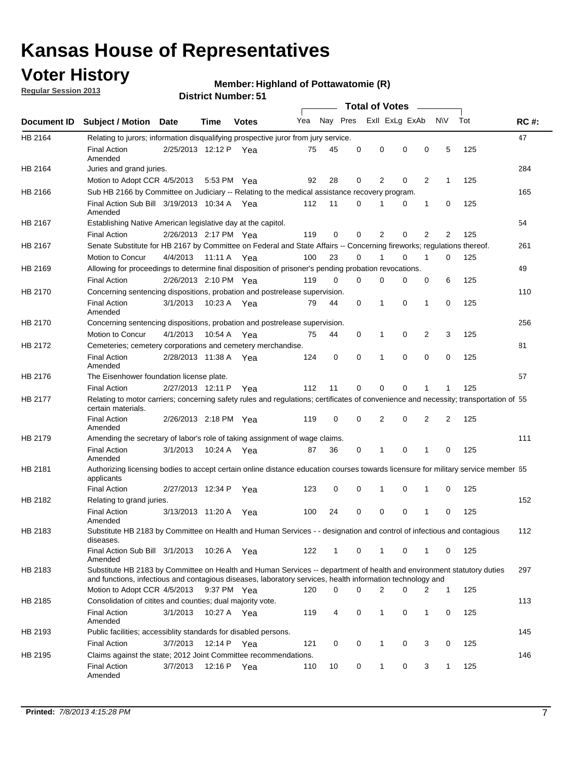# Kansas House of Representatives

## Voter History

**Regular Session 2013**

**Member: Highland of Pottawatomie (R)**

**District Number: 51**

| Document ID | Subject / Motion | Date | Time | Votes | Yea | Nay | Pres | Exll | ExLg | ExAb | N\V | Tot | RC #: |
|---|---|---|---|---|---|---|---|---|---|---|---|---|---|
| HB 2164 | Relating to jurors; information disqualifying prospective juror from jury service. | | | | | | | | | | | | 47 |
| | Final Action Amended | 2/25/2013 | 12:12 P | Yea | 75 | 45 | 0 | 0 | 0 | 0 | 5 | 125 | |
| HB 2164 | Juries and grand juries. | | | | | | | | | | | | 284 |
| | Motion to Adopt CCR | 4/5/2013 | 5:53 PM | Yea | 92 | 28 | 0 | 2 | 0 | 2 | 1 | 125 | |
| HB 2166 | Sub HB 2166 by Committee on Judiciary -- Relating to the medical assistance recovery program. | | | | | | | | | | | | 165 |
| | Final Action Sub Bill Amended | 3/19/2013 | 10:34 A | Yea | 112 | 11 | 0 | 1 | 0 | 1 | 0 | 125 | |
| HB 2167 | Establishing Native American legislative day at the capitol. | | | | | | | | | | | | 54 |
| | Final Action | 2/26/2013 | 2:17 PM | Yea | 119 | 0 | 0 | 2 | 0 | 2 | 2 | 125 | |
| HB 2167 | Senate Substitute for HB 2167 by Committee on Federal and State Affairs -- Concerning fireworks; regulations thereof. | | | | | | | | | | | | 261 |
| | Motion to Concur | 4/4/2013 | 11:11 A | Yea | 100 | 23 | 0 | 1 | 0 | 1 | 0 | 125 | |
| HB 2169 | Allowing for proceedings to determine final disposition of prisoner's pending probation revocations. | | | | | | | | | | | | 49 |
| | Final Action | 2/26/2013 | 2:10 PM | Yea | 119 | 0 | 0 | 0 | 0 | 0 | 6 | 125 | |
| HB 2170 | Concerning sentencing dispositions, probation and postrelease supervision. | | | | | | | | | | | | 110 |
| | Final Action Amended | 3/1/2013 | 10:23 A | Yea | 79 | 44 | 0 | 1 | 0 | 1 | 0 | 125 | |
| HB 2170 | Concerning sentencing dispositions, probation and postrelease supervision. | | | | | | | | | | | | 256 |
| | Motion to Concur | 4/1/2013 | 10:54 A | Yea | 75 | 44 | 0 | 1 | 0 | 2 | 3 | 125 | |
| HB 2172 | Cemeteries; cemetery corporations and cemetery merchandise. | | | | | | | | | | | | 81 |
| | Final Action Amended | 2/28/2013 | 11:38 A | Yea | 124 | 0 | 0 | 1 | 0 | 0 | 0 | 125 | |
| HB 2176 | The Eisenhower foundation license plate. | | | | | | | | | | | | 57 |
| | Final Action | 2/27/2013 | 12:11 P | Yea | 112 | 11 | 0 | 0 | 0 | 1 | 1 | 125 | |
| HB 2177 | Relating to motor carriers; concerning safety rules and regulations; certificates of convenience and necessity; transportation of certain materials. | | | | | | | | | | | | 55 |
| | Final Action Amended | 2/26/2013 | 2:18 PM | Yea | 119 | 0 | 0 | 2 | 0 | 2 | 2 | 125 | |
| HB 2179 | Amending the secretary of labor's role of taking assignment of wage claims. | | | | | | | | | | | | 111 |
| | Final Action Amended | 3/1/2013 | 10:24 A | Yea | 87 | 36 | 0 | 1 | 0 | 1 | 0 | 125 | |
| HB 2181 | Authorizing licensing bodies to accept certain online distance education courses towards licensure for military service member applicants | | | | | | | | | | | | 65 |
| | Final Action | 2/27/2013 | 12:34 P | Yea | 123 | 0 | 0 | 1 | 0 | 1 | 0 | 125 | |
| HB 2182 | Relating to grand juries. | | | | | | | | | | | | 152 |
| | Final Action Amended | 3/13/2013 | 11:20 A | Yea | 100 | 24 | 0 | 0 | 0 | 1 | 0 | 125 | |
| HB 2183 | Substitute HB 2183 by Committee on Health and Human Services - - designation and control of infectious and contagious diseases. | | | | | | | | | | | | 112 |
| | Final Action Sub Bill Amended | 3/1/2013 | 10:26 A | Yea | 122 | 1 | 0 | 1 | 0 | 1 | 0 | 125 | |
| HB 2183 | Substitute HB 2183 by Committee on Health and Human Services -- department of health and environment statutory duties and functions, infectious and contagious diseases, laboratory services, health information technology and | | | | | | | | | | | | 297 |
| | Motion to Adopt CCR | 4/5/2013 | 9:37 PM | Yea | 120 | 0 | 0 | 2 | 0 | 2 | 1 | 125 | |
| HB 2185 | Consolidation of citites and counties; dual majority vote. | | | | | | | | | | | | 113 |
| | Final Action Amended | 3/1/2013 | 10:27 A | Yea | 119 | 4 | 0 | 1 | 0 | 1 | 0 | 125 | |
| HB 2193 | Public facilities; accessiblity standards for disabled persons. | | | | | | | | | | | | 145 |
| | Final Action | 3/7/2013 | 12:14 P | Yea | 121 | 0 | 0 | 1 | 0 | 3 | 0 | 125 | |
| HB 2195 | Claims against the state; 2012 Joint Committee recommendations. | | | | | | | | | | | | 146 |
| | Final Action Amended | 3/7/2013 | 12:16 P | Yea | 110 | 10 | 0 | 1 | 0 | 3 | 1 | 125 | |

**Printed:** *7/8/2013 4:15:28 PM*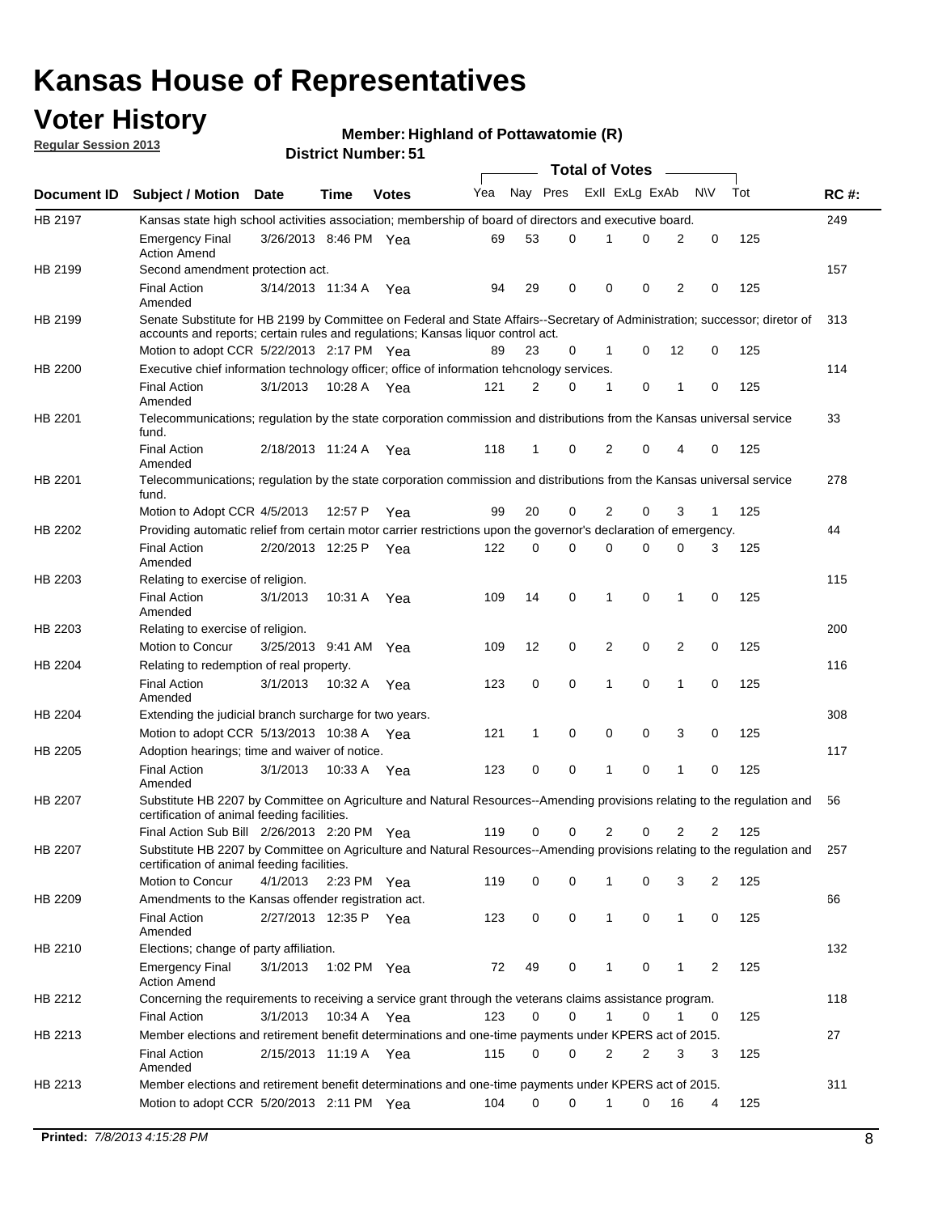# Kansas House of Representatives

## Voter History

**Regular Session 2013**

**Member: Highland of Pottawatomie (R)**

**District Number: 51**

| Document ID | Subject / Motion | Date | Time | Votes | Yea | Nay | Pres | ExII | ExLg | ExAb | N\V | Tot | RC #: |
|---|---|---|---|---|---|---|---|---|---|---|---|---|---|
| HB 2197 | Kansas state high school activities association; membership of board of directors and executive board. | | | | | | | | | | | | 249 |
| | Emergency Final Action Amend | 3/26/2013 | 8:46 PM | Yea | 69 | 53 | 0 | 1 | 0 | 2 | 0 | 125 | |
| HB 2199 | Second amendment protection act. | | | | | | | | | | | | 157 |
| | Final Action Amended | 3/14/2013 | 11:34 A | Yea | 94 | 29 | 0 | 0 | 0 | 2 | 0 | 125 | |
| HB 2199 | Senate Substitute for HB 2199 by Committee on Federal and State Affairs--Secretary of Administration; successor; diretor of accounts and reports; certain rules and regulations; Kansas liquor control act. | | | | | | | | | | | | 313 |
| | Motion to adopt CCR | 5/22/2013 | 2:17 PM | Yea | 89 | 23 | 0 | 1 | 0 | 12 | 0 | 125 | |
| HB 2200 | Executive chief information technology officer; office of information tehcnology services. | | | | | | | | | | | | 114 |
| | Final Action Amended | 3/1/2013 | 10:28 A | Yea | 121 | 2 | 0 | 1 | 0 | 1 | 0 | 125 | |
| HB 2201 | Telecommunications; regulation by the state corporation commission and distributions from the Kansas universal service fund. | | | | | | | | | | | | 33 |
| | Final Action Amended | 2/18/2013 | 11:24 A | Yea | 118 | 1 | 0 | 2 | 0 | 4 | 0 | 125 | |
| HB 2201 | Telecommunications; regulation by the state corporation commission and distributions from the Kansas universal service fund. | | | | | | | | | | | | 278 |
| | Motion to Adopt CCR | 4/5/2013 | 12:57 P | Yea | 99 | 20 | 0 | 2 | 0 | 3 | 1 | 125 | |
| HB 2202 | Providing automatic relief from certain motor carrier restrictions upon the governor's declaration of emergency. | | | | | | | | | | | | 44 |
| | Final Action Amended | 2/20/2013 | 12:25 P | Yea | 122 | 0 | 0 | 0 | 0 | 0 | 3 | 125 | |
| HB 2203 | Relating to exercise of religion. | | | | | | | | | | | | 115 |
| | Final Action Amended | 3/1/2013 | 10:31 A | Yea | 109 | 14 | 0 | 1 | 0 | 1 | 0 | 125 | |
| HB 2203 | Relating to exercise of religion. | | | | | | | | | | | | 200 |
| | Motion to Concur | 3/25/2013 | 9:41 AM | Yea | 109 | 12 | 0 | 2 | 0 | 2 | 0 | 125 | |
| HB 2204 | Relating to redemption of real property. | | | | | | | | | | | | 116 |
| | Final Action Amended | 3/1/2013 | 10:32 A | Yea | 123 | 0 | 0 | 1 | 0 | 1 | 0 | 125 | |
| HB 2204 | Extending the judicial branch surcharge for two years. | | | | | | | | | | | | 308 |
| | Motion to adopt CCR | 5/13/2013 | 10:38 A | Yea | 121 | 1 | 0 | 0 | 0 | 3 | 0 | 125 | |
| HB 2205 | Adoption hearings; time and waiver of notice. | | | | | | | | | | | | 117 |
| | Final Action Amended | 3/1/2013 | 10:33 A | Yea | 123 | 0 | 0 | 1 | 0 | 1 | 0 | 125 | |
| HB 2207 | Substitute HB 2207 by Committee on Agriculture and Natural Resources--Amending provisions relating to the regulation and certification of animal feeding facilities. | | | | | | | | | | | | 56 |
| | Final Action Sub Bill | 2/26/2013 | 2:20 PM | Yea | 119 | 0 | 0 | 2 | 0 | 2 | 2 | 125 | |
| HB 2207 | Substitute HB 2207 by Committee on Agriculture and Natural Resources--Amending provisions relating to the regulation and certification of animal feeding facilities. | | | | | | | | | | | | 257 |
| | Motion to Concur | 4/1/2013 | 2:23 PM | Yea | 119 | 0 | 0 | 1 | 0 | 3 | 2 | 125 | |
| HB 2209 | Amendments to the Kansas offender registration act. | | | | | | | | | | | | 66 |
| | Final Action Amended | 2/27/2013 | 12:35 P | Yea | 123 | 0 | 0 | 1 | 0 | 1 | 0 | 125 | |
| HB 2210 | Elections; change of party affiliation. | | | | | | | | | | | | 132 |
| | Emergency Final Action Amend | 3/1/2013 | 1:02 PM | Yea | 72 | 49 | 0 | 1 | 0 | 1 | 2 | 125 | |
| HB 2212 | Concerning the requirements to receiving a service grant through the veterans claims assistance program. | | | | | | | | | | | | 118 |
| | Final Action | 3/1/2013 | 10:34 A | Yea | 123 | 0 | 0 | 1 | 0 | 1 | 0 | 125 | |
| HB 2213 | Member elections and retirement benefit determinations and one-time payments under KPERS act of 2015. | | | | | | | | | | | | 27 |
| | Final Action Amended | 2/15/2013 | 11:19 A | Yea | 115 | 0 | 0 | 2 | 2 | 3 | 3 | 125 | |
| HB 2213 | Member elections and retirement benefit determinations and one-time payments under KPERS act of 2015. | | | | | | | | | | | | 311 |
| | Motion to adopt CCR | 5/20/2013 | 2:11 PM | Yea | 104 | 0 | 0 | 1 | 0 | 16 | 4 | 125 | |

**Printed:** *7/8/2013 4:15:28 PM*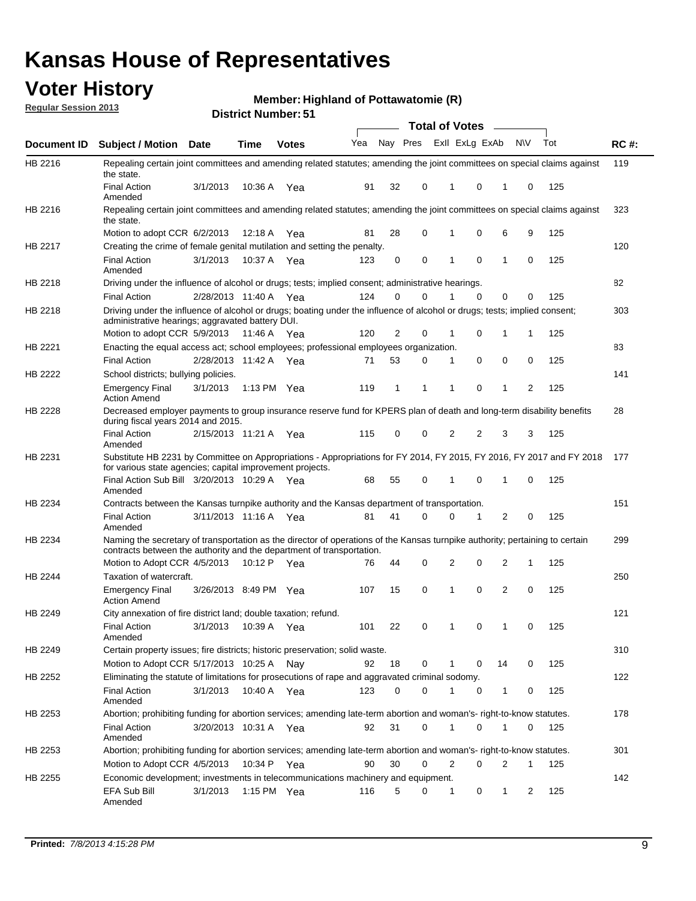# Kansas House of Representatives

## Voter History

**Regular Session 2013**

**Member: Highland of Pottawatomie (R)**

**District Number: 51**

| Document ID | Subject / Motion | Date | Time | Votes | Yea | Nay | Pres | ExII | ExLg | ExAb | N\V | Tot | RC #: |
|---|---|---|---|---|---|---|---|---|---|---|---|---|---|
| HB 2216 | Repealing certain joint committees and amending related statutes; amending the joint committees on special claims against the state. | | | | | | | | | | | | 119 |
| | Final Action Amended | 3/1/2013 | 10:36 A | Yea | 91 | 32 | 0 | 1 | 0 | 1 | 0 | 125 | |
| HB 2216 | Repealing certain joint committees and amending related statutes; amending the joint committees on special claims against the state. | | | | | | | | | | | | 323 |
| | Motion to adopt CCR | 6/2/2013 | 12:18 A | Yea | 81 | 28 | 0 | 1 | 0 | 6 | 9 | 125 | |
| HB 2217 | Creating the crime of female genital mutilation and setting the penalty. | | | | | | | | | | | | 120 |
| | Final Action Amended | 3/1/2013 | 10:37 A | Yea | 123 | 0 | 0 | 1 | 0 | 1 | 0 | 125 | |
| HB 2218 | Driving under the influence of alcohol or drugs; tests; implied consent; administrative hearings. | | | | | | | | | | | | 82 |
| | Final Action | 2/28/2013 | 11:40 A | Yea | 124 | 0 | 0 | 1 | 0 | 0 | 0 | 125 | |
| HB 2218 | Driving under the influence of alcohol or drugs; boating under the influence of alcohol or drugs; tests; implied consent; administrative hearings; aggravated battery DUI. | | | | | | | | | | | | 303 |
| | Motion to adopt CCR | 5/9/2013 | 11:46 A | Yea | 120 | 2 | 0 | 1 | 0 | 1 | 1 | 125 | |
| HB 2221 | Enacting the equal access act; school employees; professional employees organization. | | | | | | | | | | | | 83 |
| | Final Action | 2/28/2013 | 11:42 A | Yea | 71 | 53 | 0 | 1 | 0 | 0 | 0 | 125 | |
| HB 2222 | School districts; bullying policies. | | | | | | | | | | | | 141 |
| | Emergency Final Action Amend | 3/1/2013 | 1:13 PM | Yea | 119 | 1 | 1 | 1 | 0 | 1 | 2 | 125 | |
| HB 2228 | Decreased employer payments to group insurance reserve fund for KPERS plan of death and long-term disability benefits during fiscal years 2014 and 2015. | | | | | | | | | | | | 28 |
| | Final Action Amended | 2/15/2013 | 11:21 A | Yea | 115 | 0 | 0 | 2 | 2 | 3 | 3 | 125 | |
| HB 2231 | Substitute HB 2231 by Committee on Appropriations - Appropriations for FY 2014, FY 2015, FY 2016, FY 2017 and FY 2018 for various state agencies; capital improvement projects. | | | | | | | | | | | | 177 |
| | Final Action Sub Bill Amended | 3/20/2013 | 10:29 A | Yea | 68 | 55 | 0 | 1 | 0 | 1 | 0 | 125 | |
| HB 2234 | Contracts between the Kansas turnpike authority and the Kansas department of transportation. | | | | | | | | | | | | 151 |
| | Final Action Amended | 3/11/2013 | 11:16 A | Yea | 81 | 41 | 0 | 0 | 1 | 2 | 0 | 125 | |
| HB 2234 | Naming the secretary of transportation as the director of operations of the Kansas turnpike authority; pertaining to certain contracts between the authority and the department of transportation. | | | | | | | | | | | | 299 |
| | Motion to Adopt CCR | 4/5/2013 | 10:12 P | Yea | 76 | 44 | 0 | 2 | 0 | 2 | 1 | 125 | |
| HB 2244 | Taxation of watercraft. | | | | | | | | | | | | 250 |
| | Emergency Final Action Amend | 3/26/2013 | 8:49 PM | Yea | 107 | 15 | 0 | 1 | 0 | 2 | 0 | 125 | |
| HB 2249 | City annexation of fire district land; double taxation; refund. | | | | | | | | | | | | 121 |
| | Final Action Amended | 3/1/2013 | 10:39 A | Yea | 101 | 22 | 0 | 1 | 0 | 1 | 0 | 125 | |
| HB 2249 | Certain property issues; fire districts; historic preservation; solid waste. | | | | | | | | | | | | 310 |
| | Motion to Adopt CCR | 5/17/2013 | 10:25 A | Nay | 92 | 18 | 0 | 1 | 0 | 14 | 0 | 125 | |
| HB 2252 | Eliminating the statute of limitations for prosecutions of rape and aggravated criminal sodomy. | | | | | | | | | | | | 122 |
| | Final Action Amended | 3/1/2013 | 10:40 A | Yea | 123 | 0 | 0 | 1 | 0 | 1 | 0 | 125 | |
| HB 2253 | Abortion; prohibiting funding for abortion services; amending late-term abortion and woman's- right-to-know statutes. | | | | | | | | | | | | 178 |
| | Final Action Amended | 3/20/2013 | 10:31 A | Yea | 92 | 31 | 0 | 1 | 0 | 1 | 0 | 125 | |
| HB 2253 | Abortion; prohibiting funding for abortion services; amending late-term abortion and woman's- right-to-know statutes. | | | | | | | | | | | | 301 |
| | Motion to Adopt CCR | 4/5/2013 | 10:34 P | Yea | 90 | 30 | 0 | 2 | 0 | 2 | 1 | 125 | |
| HB 2255 | Economic development; investments in telecommunications machinery and equipment. | | | | | | | | | | | | 142 |
| | EFA Sub Bill Amended | 3/1/2013 | 1:15 PM | Yea | 116 | 5 | 0 | 1 | 0 | 1 | 2 | 125 | |

Printed: 7/8/2013 4:15:28 PM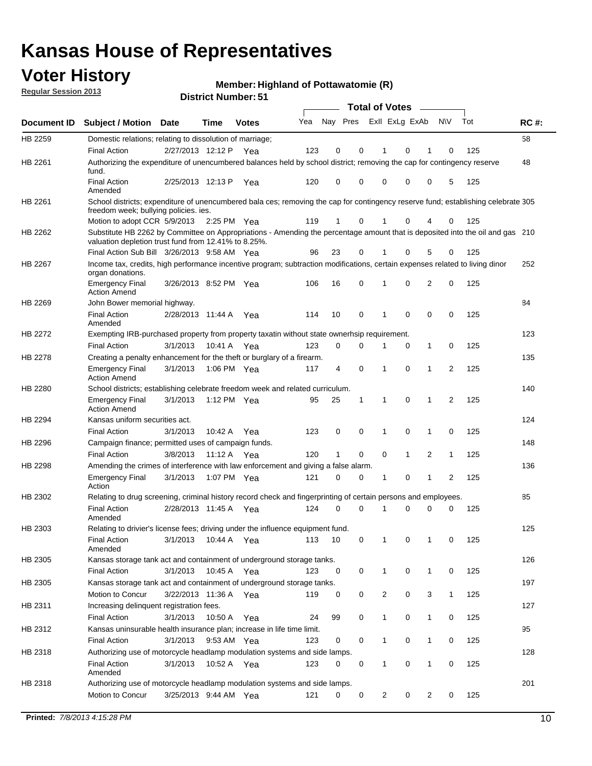# Kansas House of Representatives

## Voter History

**Regular Session 2013**

**Member: Highland of Pottawatomie (R)**

**District Number: 51**

| Document ID | Subject / Motion | Date | Time | Votes | Yea | Nay | Pres | ExII | ExLg | ExAb | N\V | Tot | RC #: |
|---|---|---|---|---|---|---|---|---|---|---|---|---|---|
| HB 2259 | Domestic relations; relating to dissolution of marriage; | | | | | | | | | | | | 58 |
| | Final Action | 2/27/2013 | 12:12 P | Yea | 123 | 0 | 0 | 1 | 0 | 1 | 0 | 125 | |
| HB 2261 | Authorizing the expenditure of unencumbered balances held by school district; removing the cap for contingency reserve fund. | | | | | | | | | | | | 48 |
| | Final Action Amended | 2/25/2013 | 12:13 P | Yea | 120 | 0 | 0 | 0 | 0 | 0 | 5 | 125 | |
| HB 2261 | School districts; expenditure of unencumbered bala ces; removing the cap for contingency reserve fund; establishing celebrate freedom week; bullying policies. ies. | | | | | | | | | | | | 305 |
| | Motion to adopt CCR | 5/9/2013 | 2:25 PM | Yea | 119 | 1 | 0 | 1 | 0 | 4 | 0 | 125 | |
| HB 2262 | Substitute HB 2262 by Committee on Appropriations - Amending the percentage amount that is deposited into the oil and gas valuation depletion trust fund from 12.41% to 8.25%. | | | | | | | | | | | | 210 |
| | Final Action Sub Bill | 3/26/2013 | 9:58 AM | Yea | 96 | 23 | 0 | 1 | 0 | 5 | 0 | 125 | |
| HB 2267 | Income tax, credits, high performance incentive program; subtraction modifications, certain expenses related to living dinor organ donations. | | | | | | | | | | | | 252 |
| | Emergency Final Action Amend | 3/26/2013 | 8:52 PM | Yea | 106 | 16 | 0 | 1 | 0 | 2 | 0 | 125 | |
| HB 2269 | John Bower memorial highway. | | | | | | | | | | | | 84 |
| | Final Action Amended | 2/28/2013 | 11:44 A | Yea | 114 | 10 | 0 | 1 | 0 | 0 | 0 | 125 | |
| HB 2272 | Exempting IRB-purchased property from property taxatin without state ownerhsip requirement. | | | | | | | | | | | | 123 |
| | Final Action | 3/1/2013 | 10:41 A | Yea | 123 | 0 | 0 | 1 | 0 | 1 | 0 | 125 | |
| HB 2278 | Creating a penalty enhancement for the theft or burglary of a firearm. | | | | | | | | | | | | 135 |
| | Emergency Final Action Amend | 3/1/2013 | 1:06 PM | Yea | 117 | 4 | 0 | 1 | 0 | 1 | 2 | 125 | |
| HB 2280 | School districts; establishing celebrate freedom week and related curriculum. | | | | | | | | | | | | 140 |
| | Emergency Final Action Amend | 3/1/2013 | 1:12 PM | Yea | 95 | 25 | 1 | 1 | 0 | 1 | 2 | 125 | |
| HB 2294 | Kansas uniform securities act. | | | | | | | | | | | | 124 |
| | Final Action | 3/1/2013 | 10:42 A | Yea | 123 | 0 | 0 | 1 | 0 | 1 | 0 | 125 | |
| HB 2296 | Campaign finance; permitted uses of campaign funds. | | | | | | | | | | | | 148 |
| | Final Action | 3/8/2013 | 11:12 A | Yea | 120 | 1 | 0 | 0 | 1 | 2 | 1 | 125 | |
| HB 2298 | Amending the crimes of interference with law enforcement and giving a false alarm. | | | | | | | | | | | | 136 |
| | Emergency Final Action | 3/1/2013 | 1:07 PM | Yea | 121 | 0 | 0 | 1 | 0 | 1 | 2 | 125 | |
| HB 2302 | Relating to drug screening, criminal history record check and fingerprinting of certain persons and employees. | | | | | | | | | | | | 85 |
| | Final Action Amended | 2/28/2013 | 11:45 A | Yea | 124 | 0 | 0 | 1 | 0 | 0 | 0 | 125 | |
| HB 2303 | Relating to drivier's license fees; driving under the influence equipment fund. | | | | | | | | | | | | 125 |
| | Final Action Amended | 3/1/2013 | 10:44 A | Yea | 113 | 10 | 0 | 1 | 0 | 1 | 0 | 125 | |
| HB 2305 | Kansas storage tank act and containment of underground storage tanks. | | | | | | | | | | | | 126 |
| | Final Action | 3/1/2013 | 10:45 A | Yea | 123 | 0 | 0 | 1 | 0 | 1 | 0 | 125 | |
| HB 2305 | Kansas storage tank act and containment of underground storage tanks. | | | | | | | | | | | | 197 |
| | Motion to Concur | 3/22/2013 | 11:36 A | Yea | 119 | 0 | 0 | 2 | 0 | 3 | 1 | 125 | |
| HB 2311 | Increasing delinquent registration fees. | | | | | | | | | | | | 127 |
| | Final Action | 3/1/2013 | 10:50 A | Yea | 24 | 99 | 0 | 1 | 0 | 1 | 0 | 125 | |
| HB 2312 | Kansas uninsurable health insurance plan; increase in life time limit. | | | | | | | | | | | | 95 |
| | Final Action | 3/1/2013 | 9:53 AM | Yea | 123 | 0 | 0 | 1 | 0 | 1 | 0 | 125 | |
| HB 2318 | Authorizing use of motorcycle headlamp modulation systems and side lamps. | | | | | | | | | | | | 128 |
| | Final Action Amended | 3/1/2013 | 10:52 A | Yea | 123 | 0 | 0 | 1 | 0 | 1 | 0 | 125 | |
| HB 2318 | Authorizing use of motorcycle headlamp modulation systems and side lamps. | | | | | | | | | | | | 201 |
| | Motion to Concur | 3/25/2013 | 9:44 AM | Yea | 121 | 0 | 0 | 2 | 0 | 2 | 0 | 125 | |

**Printed:** *7/8/2013 4:15:28 PM*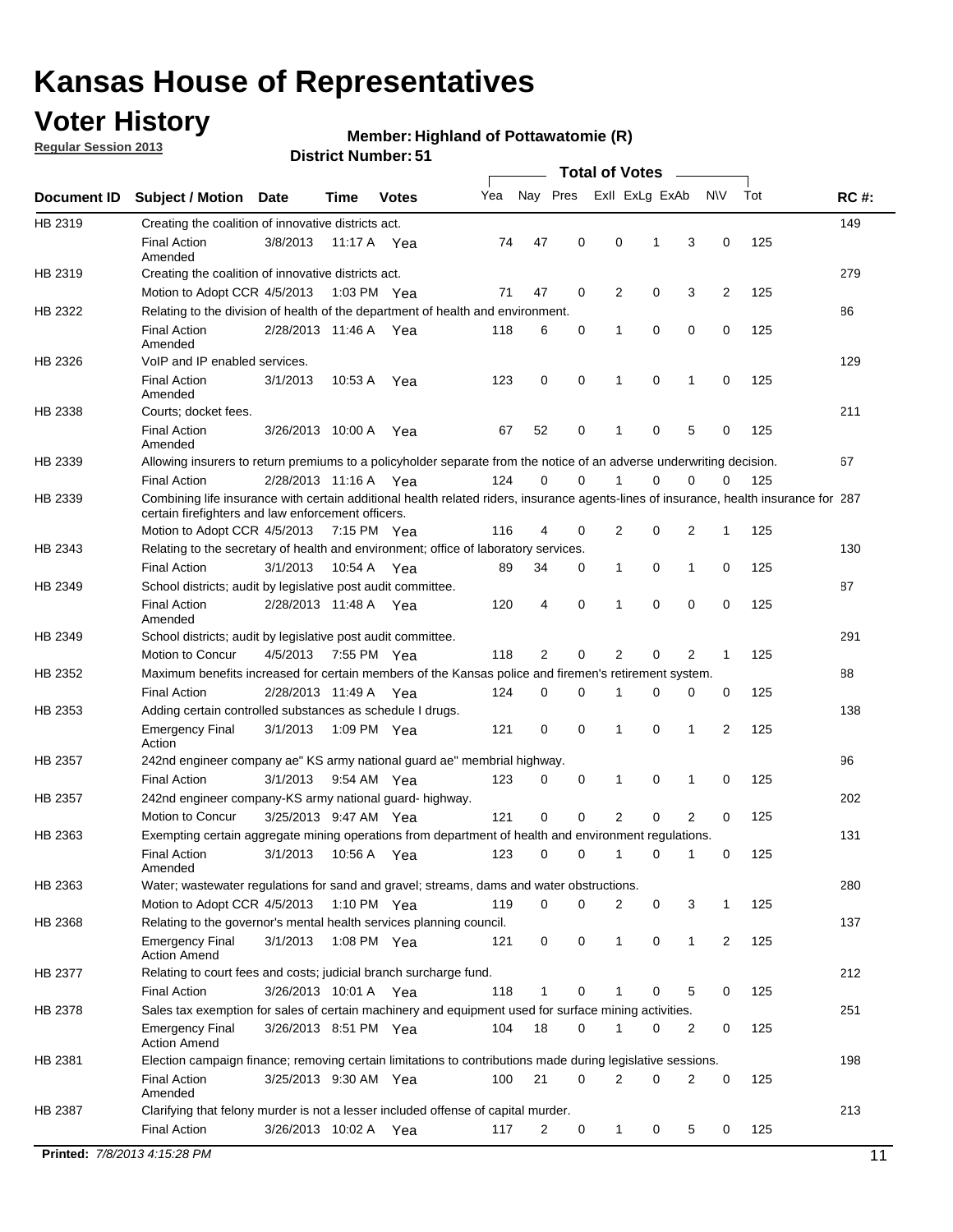# Kansas House of Representatives

## Voter History

**Regular Session 2013**

**Member: Highland of Pottawatomie (R)**

**District Number: 51**

| Document ID | Subject / Motion | Date | Time | Votes | Yea | Nay | Pres | ExlI | ExLg | ExAb | N\V | Tot | RC #: |
|---|---|---|---|---|---|---|---|---|---|---|---|---|---|
| HB 2319 | Creating the coalition of innovative districts act. | | | | | | | | | | | | 149 |
| | Final Action Amended | 3/8/2013 | 11:17 A | Yea | 74 | 47 | 0 | 0 | 1 | 3 | 0 | 125 | |
| HB 2319 | Creating the coalition of innovative districts act. | | | | | | | | | | | | 279 |
| | Motion to Adopt CCR | 4/5/2013 | 1:03 PM | Yea | 71 | 47 | 0 | 2 | 0 | 3 | 2 | 125 | |
| HB 2322 | Relating to the division of health of the department of health and environment. | | | | | | | | | | | | 86 |
| | Final Action Amended | 2/28/2013 | 11:46 A | Yea | 118 | 6 | 0 | 1 | 0 | 0 | 0 | 125 | |
| HB 2326 | VoIP and IP enabled services. | | | | | | | | | | | | 129 |
| | Final Action Amended | 3/1/2013 | 10:53 A | Yea | 123 | 0 | 0 | 1 | 0 | 1 | 0 | 125 | |
| HB 2338 | Courts; docket fees. | | | | | | | | | | | | 211 |
| | Final Action Amended | 3/26/2013 | 10:00 A | Yea | 67 | 52 | 0 | 1 | 0 | 5 | 0 | 125 | |
| HB 2339 | Allowing insurers to return premiums to a policyholder separate from the notice of an adverse underwriting decision. | | | | | | | | | | | | 67 |
| | Final Action | 2/28/2013 | 11:16 A | Yea | 124 | 0 | 0 | 1 | 0 | 0 | 0 | 125 | |
| HB 2339 | Combining life insurance with certain additional health related riders, insurance agents-lines of insurance, health insurance for certain firefighters and law enforcement officers. | | | | | | | | | | | | 287 |
| | Motion to Adopt CCR | 4/5/2013 | 7:15 PM | Yea | 116 | 4 | 0 | 2 | 0 | 2 | 1 | 125 | |
| HB 2343 | Relating to the secretary of health and environment; office of laboratory services. | | | | | | | | | | | | 130 |
| | Final Action | 3/1/2013 | 10:54 A | Yea | 89 | 34 | 0 | 1 | 0 | 1 | 0 | 125 | |
| HB 2349 | School districts; audit by legislative post audit committee. | | | | | | | | | | | | 87 |
| | Final Action Amended | 2/28/2013 | 11:48 A | Yea | 120 | 4 | 0 | 1 | 0 | 0 | 0 | 125 | |
| HB 2349 | School districts; audit by legislative post audit committee. | | | | | | | | | | | | 291 |
| | Motion to Concur | 4/5/2013 | 7:55 PM | Yea | 118 | 2 | 0 | 2 | 0 | 2 | 1 | 125 | |
| HB 2352 | Maximum benefits increased for certain members of the Kansas police and firemen's retirement system. | | | | | | | | | | | | 88 |
| | Final Action | 2/28/2013 | 11:49 A | Yea | 124 | 0 | 0 | 1 | 0 | 0 | 0 | 125 | |
| HB 2353 | Adding certain controlled substances as schedule I drugs. | | | | | | | | | | | | 138 |
| | Emergency Final Action | 3/1/2013 | 1:09 PM | Yea | 121 | 0 | 0 | 1 | 0 | 1 | 2 | 125 | |
| HB 2357 | 242nd engineer company ae" KS army national guard ae" membrial highway. | | | | | | | | | | | | 96 |
| | Final Action | 3/1/2013 | 9:54 AM | Yea | 123 | 0 | 0 | 1 | 0 | 1 | 0 | 125 | |
| HB 2357 | 242nd engineer company-KS army national guard- highway. | | | | | | | | | | | | 202 |
| | Motion to Concur | 3/25/2013 | 9:47 AM | Yea | 121 | 0 | 0 | 2 | 0 | 2 | 0 | 125 | |
| HB 2363 | Exempting certain aggregate mining operations from department of health and environment regulations. | | | | | | | | | | | | 131 |
| | Final Action Amended | 3/1/2013 | 10:56 A | Yea | 123 | 0 | 0 | 1 | 0 | 1 | 0 | 125 | |
| HB 2363 | Water; wastewater regulations for sand and gravel; streams, dams and water obstructions. | | | | | | | | | | | | 280 |
| | Motion to Adopt CCR | 4/5/2013 | 1:10 PM | Yea | 119 | 0 | 0 | 2 | 0 | 3 | 1 | 125 | |
| HB 2368 | Relating to the governor's mental health services planning council. | | | | | | | | | | | | 137 |
| | Emergency Final Action Amend | 3/1/2013 | 1:08 PM | Yea | 121 | 0 | 0 | 1 | 0 | 1 | 2 | 125 | |
| HB 2377 | Relating to court fees and costs; judicial branch surcharge fund. | | | | | | | | | | | | 212 |
| | Final Action | 3/26/2013 | 10:01 A | Yea | 118 | 1 | 0 | 1 | 0 | 5 | 0 | 125 | |
| HB 2378 | Sales tax exemption for sales of certain machinery and equipment used for surface mining activities. | | | | | | | | | | | | 251 |
| | Emergency Final Action Amend | 3/26/2013 | 8:51 PM | Yea | 104 | 18 | 0 | 1 | 0 | 2 | 0 | 125 | |
| HB 2381 | Election campaign finance; removing certain limitations to contributions made during legislative sessions. | | | | | | | | | | | | 198 |
| | Final Action Amended | 3/25/2013 | 9:30 AM | Yea | 100 | 21 | 0 | 2 | 0 | 2 | 0 | 125 | |
| HB 2387 | Clarifying that felony murder is not a lesser included offense of capital murder. | | | | | | | | | | | | 213 |
| | Final Action | 3/26/2013 | 10:02 A | Yea | 117 | 2 | 0 | 1 | 0 | 5 | 0 | 125 | |

**Printed:** *7/8/2013 4:15:28 PM*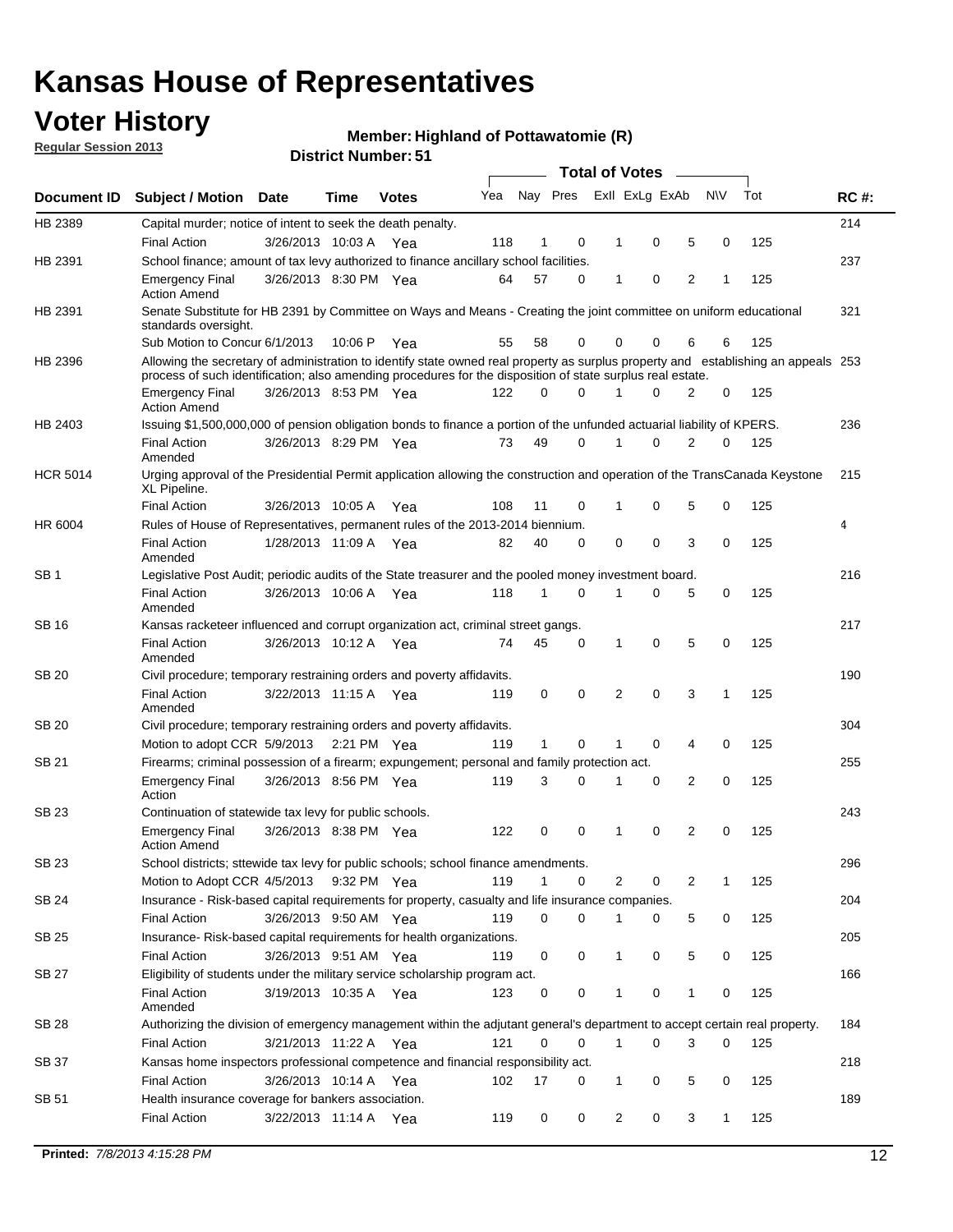# Kansas House of Representatives

## Voter History

**Regular Session 2013**

**Member: Highland of Pottawatomie (R)**

**District Number: 51**

| Document ID | Subject / Motion | Date | Time | Votes | Yea | Nay | Pres | ExII | ExLg | ExAb | N\V | Tot | RC #: |
|---|---|---|---|---|---|---|---|---|---|---|---|---|---|
| HB 2389 | Capital murder; notice of intent to seek the death penalty. | | | | | | | | | | | | 214 |
| | Final Action | 3/26/2013 | 10:03 A | Yea | 118 | 1 | 0 | 1 | 0 | 5 | 0 | 125 | |
| HB 2391 | School finance; amount of tax levy authorized to finance ancillary school facilities. | | | | | | | | | | | | 237 |
| | Emergency Final Action Amend | 3/26/2013 | 8:30 PM | Yea | 64 | 57 | 0 | 1 | 0 | 2 | 1 | 125 | |
| HB 2391 | Senate Substitute for HB 2391 by Committee on Ways and Means - Creating the joint committee on uniform educational standards oversight. | | | | | | | | | | | | 321 |
| | Sub Motion to Concur | 6/1/2013 | 10:06 P | Yea | 55 | 58 | 0 | 0 | 0 | 6 | 6 | 125 | |
| HB 2396 | Allowing the secretary of administration to identify state owned real property as surplus property and establishing an appeals process of such identification; also amending procedures for the disposition of state surplus real estate. | | | | | | | | | | | | 253 |
| | Emergency Final Action Amend | 3/26/2013 | 8:53 PM | Yea | 122 | 0 | 0 | 1 | 0 | 2 | 0 | 125 | |
| HB 2403 | Issuing $1,500,000,000 of pension obligation bonds to finance a portion of the unfunded actuarial liability of KPERS. | | | | | | | | | | | | 236 |
| | Final Action Amended | 3/26/2013 | 8:29 PM | Yea | 73 | 49 | 0 | 1 | 0 | 2 | 0 | 125 | |
| HCR 5014 | Urging approval of the Presidential Permit application allowing the construction and operation of the TransCanada Keystone XL Pipeline. | | | | | | | | | | | | 215 |
| | Final Action | 3/26/2013 | 10:05 A | Yea | 108 | 11 | 0 | 1 | 0 | 5 | 0 | 125 | |
| HR 6004 | Rules of House of Representatives, permanent rules of the 2013-2014 biennium. | | | | | | | | | | | | 4 |
| | Final Action Amended | 1/28/2013 | 11:09 A | Yea | 82 | 40 | 0 | 0 | 0 | 3 | 0 | 125 | |
| SB 1 | Legislative Post Audit; periodic audits of the State treasurer and the pooled money investment board. | | | | | | | | | | | | 216 |
| | Final Action Amended | 3/26/2013 | 10:06 A | Yea | 118 | 1 | 0 | 1 | 0 | 5 | 0 | 125 | |
| SB 16 | Kansas racketeer influenced and corrupt organization act, criminal street gangs. | | | | | | | | | | | | 217 |
| | Final Action Amended | 3/26/2013 | 10:12 A | Yea | 74 | 45 | 0 | 1 | 0 | 5 | 0 | 125 | |
| SB 20 | Civil procedure; temporary restraining orders and poverty affidavits. | | | | | | | | | | | | 190 |
| | Final Action Amended | 3/22/2013 | 11:15 A | Yea | 119 | 0 | 0 | 2 | 0 | 3 | 1 | 125 | |
| SB 20 | Civil procedure; temporary restraining orders and poverty affidavits. | | | | | | | | | | | | 304 |
| | Motion to adopt CCR | 5/9/2013 | 2:21 PM | Yea | 119 | 1 | 0 | 1 | 0 | 4 | 0 | 125 | |
| SB 21 | Firearms; criminal possession of a firearm; expungement; personal and family protection act. | | | | | | | | | | | | 255 |
| | Emergency Final Action | 3/26/2013 | 8:56 PM | Yea | 119 | 3 | 0 | 1 | 0 | 2 | 0 | 125 | |
| SB 23 | Continuation of statewide tax levy for public schools. | | | | | | | | | | | | 243 |
| | Emergency Final Action Amend | 3/26/2013 | 8:38 PM | Yea | 122 | 0 | 0 | 1 | 0 | 2 | 0 | 125 | |
| SB 23 | School districts; sttewide tax levy for public schools; school finance amendments. | | | | | | | | | | | | 296 |
| | Motion to Adopt CCR | 4/5/2013 | 9:32 PM | Yea | 119 | 1 | 0 | 2 | 0 | 2 | 1 | 125 | |
| SB 24 | Insurance - Risk-based capital requirements for property, casualty and life insurance companies. | | | | | | | | | | | | 204 |
| | Final Action | 3/26/2013 | 9:50 AM | Yea | 119 | 0 | 0 | 1 | 0 | 5 | 0 | 125 | |
| SB 25 | Insurance- Risk-based capital requirements for health organizations. | | | | | | | | | | | | 205 |
| | Final Action | 3/26/2013 | 9:51 AM | Yea | 119 | 0 | 0 | 1 | 0 | 5 | 0 | 125 | |
| SB 27 | Eligibility of students under the military service scholarship program act. | | | | | | | | | | | | 166 |
| | Final Action Amended | 3/19/2013 | 10:35 A | Yea | 123 | 0 | 0 | 1 | 0 | 1 | 0 | 125 | |
| SB 28 | Authorizing the division of emergency management within the adjutant general's department to accept certain real property. | | | | | | | | | | | | 184 |
| | Final Action | 3/21/2013 | 11:22 A | Yea | 121 | 0 | 0 | 1 | 0 | 3 | 0 | 125 | |
| SB 37 | Kansas home inspectors professional competence and financial responsibility act. | | | | | | | | | | | | 218 |
| | Final Action | 3/26/2013 | 10:14 A | Yea | 102 | 17 | 0 | 1 | 0 | 5 | 0 | 125 | |
| SB 51 | Health insurance coverage for bankers association. | | | | | | | | | | | | 189 |
| | Final Action | 3/22/2013 | 11:14 A | Yea | 119 | 0 | 0 | 2 | 0 | 3 | 1 | 125 | |

**Printed:** *7/8/2013 4:15:28 PM*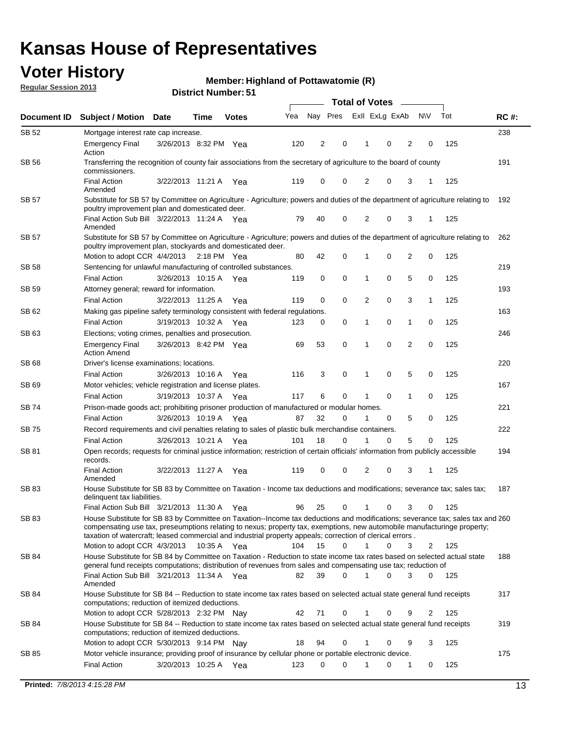# Kansas House of Representatives

## Voter History

**Regular Session 2013**

**Member: Highland of Pottawatomie (R)**

**District Number: 51**

| Document ID | Subject / Motion | Date | Time | Votes | Yea | Nay | Pres | ExII | ExLg | ExAb | N\V | Tot | RC #: |
|---|---|---|---|---|---|---|---|---|---|---|---|---|---|
| SB 52 | Mortgage interest rate cap increase. | | | | | | | | | | | | 238 |
| | Emergency Final Action | 3/26/2013 | 8:32 PM | Yea | 120 | 2 | 0 | 1 | 0 | 2 | 0 | 125 | |
| SB 56 | Transferring the recognition of county fair associations from the secretary of agriculture to the board of county commissioners. | | | | | | | | | | | | 191 |
| | Final Action Amended | 3/22/2013 | 11:21 A | Yea | 119 | 0 | 0 | 2 | 0 | 3 | 1 | 125 | |
| SB 57 | Substitute for SB 57 by Committee on Agriculture - Agriculture; powers and duties of the department of agriculture relating to poultry improvement plan and domesticated deer. | | | | | | | | | | | | 192 |
| | Final Action Sub Bill Amended | 3/22/2013 | 11:24 A | Yea | 79 | 40 | 0 | 2 | 0 | 3 | 1 | 125 | |
| SB 57 | Substitute for SB 57 by Committee on Agriculture - Agriculture; powers and duties of the department of agriculture relating to poultry improvement plan, stockyards and domesticated deer. | | | | | | | | | | | | 262 |
| | Motion to adopt CCR | 4/4/2013 | 2:18 PM | Yea | 80 | 42 | 0 | 1 | 0 | 2 | 0 | 125 | |
| SB 58 | Sentencing for unlawful manufacturing of controlled substances. | | | | | | | | | | | | 219 |
| | Final Action | 3/26/2013 | 10:15 A | Yea | 119 | 0 | 0 | 1 | 0 | 5 | 0 | 125 | |
| SB 59 | Attorney general; reward for information. | | | | | | | | | | | | 193 |
| | Final Action | 3/22/2013 | 11:25 A | Yea | 119 | 0 | 0 | 2 | 0 | 3 | 1 | 125 | |
| SB 62 | Making gas pipeline safety terminology consistent with federal regulations. | | | | | | | | | | | | 163 |
| | Final Action | 3/19/2013 | 10:32 A | Yea | 123 | 0 | 0 | 1 | 0 | 1 | 0 | 125 | |
| SB 63 | Elections; voting crimes, penalties and prosecution. | | | | | | | | | | | | 246 |
| | Emergency Final Action Amend | 3/26/2013 | 8:42 PM | Yea | 69 | 53 | 0 | 1 | 0 | 2 | 0 | 125 | |
| SB 68 | Driver's license examinations; locations. | | | | | | | | | | | | 220 |
| | Final Action | 3/26/2013 | 10:16 A | Yea | 116 | 3 | 0 | 1 | 0 | 5 | 0 | 125 | |
| SB 69 | Motor vehicles; vehicle registration and license plates. | | | | | | | | | | | | 167 |
| | Final Action | 3/19/2013 | 10:37 A | Yea | 117 | 6 | 0 | 1 | 0 | 1 | 0 | 125 | |
| SB 74 | Prison-made goods act; prohibiting prisoner production of manufactured or modular homes. | | | | | | | | | | | | 221 |
| | Final Action | 3/26/2013 | 10:19 A | Yea | 87 | 32 | 0 | 1 | 0 | 5 | 0 | 125 | |
| SB 75 | Record requirements and civil penalties relating to sales of plastic bulk merchandise containers. | | | | | | | | | | | | 222 |
| | Final Action | 3/26/2013 | 10:21 A | Yea | 101 | 18 | 0 | 1 | 0 | 5 | 0 | 125 | |
| SB 81 | Open records; requests for criminal justice information; restriction of certain officials' information from publicly accessible records. | | | | | | | | | | | | 194 |
| | Final Action Amended | 3/22/2013 | 11:27 A | Yea | 119 | 0 | 0 | 2 | 0 | 3 | 1 | 125 | |
| SB 83 | House Substitute for SB 83 by Committee on Taxation - Income tax deductions and modifications; severance tax; sales tax; delinquent tax liabilities. | | | | | | | | | | | | 187 |
| | Final Action Sub Bill | 3/21/2013 | 11:30 A | Yea | 96 | 25 | 0 | 1 | 0 | 3 | 0 | 125 | |
| SB 83 | House Substitute for SB 83 by Committee on Taxation--Income tax deductions and modifications; severance tax; sales tax and compensating use tax, preseumptions relating to nexus; property tax, exemptions, new automobile manufacturinge property; taxation of watercraft; leased commercial and industrial property appeals; correction of clerical errors . | | | | | | | | | | | | 260 |
| | Motion to adopt CCR | 4/3/2013 | 10:35 A | Yea | 104 | 15 | 0 | 1 | 0 | 3 | 2 | 125 | |
| SB 84 | House Substitute for SB 84 by Committee on Taxation - Reduction to state income tax rates based on selected actual state general fund receipts computations; distribution of revenues from sales and compensating use tax; reduction of | | | | | | | | | | | | 188 |
| | Final Action Sub Bill Amended | 3/21/2013 | 11:34 A | Yea | 82 | 39 | 0 | 1 | 0 | 3 | 0 | 125 | |
| SB 84 | House Substitute for SB 84 -- Reduction to state income tax rates based on selected actual state general fund receipts computations; reduction of itemized deductions. | | | | | | | | | | | | 317 |
| | Motion to adopt CCR | 5/28/2013 | 2:32 PM | Nay | 42 | 71 | 0 | 1 | 0 | 9 | 2 | 125 | |
| SB 84 | House Substitute for SB 84 -- Reduction to state income tax rates based on selected actual state general fund receipts computations; reduction of itemized deductions. | | | | | | | | | | | | 319 |
| | Motion to adopt CCR | 5/30/2013 | 9:14 PM | Nay | 18 | 94 | 0 | 1 | 0 | 9 | 3 | 125 | |
| SB 85 | Motor vehicle insurance; providing proof of insurance by cellular phone or portable electronic device. | | | | | | | | | | | | 175 |
| | Final Action | 3/20/2013 | 10:25 A | Yea | 123 | 0 | 0 | 1 | 0 | 1 | 0 | 125 | |

**Printed:** *7/8/2013 4:15:28 PM*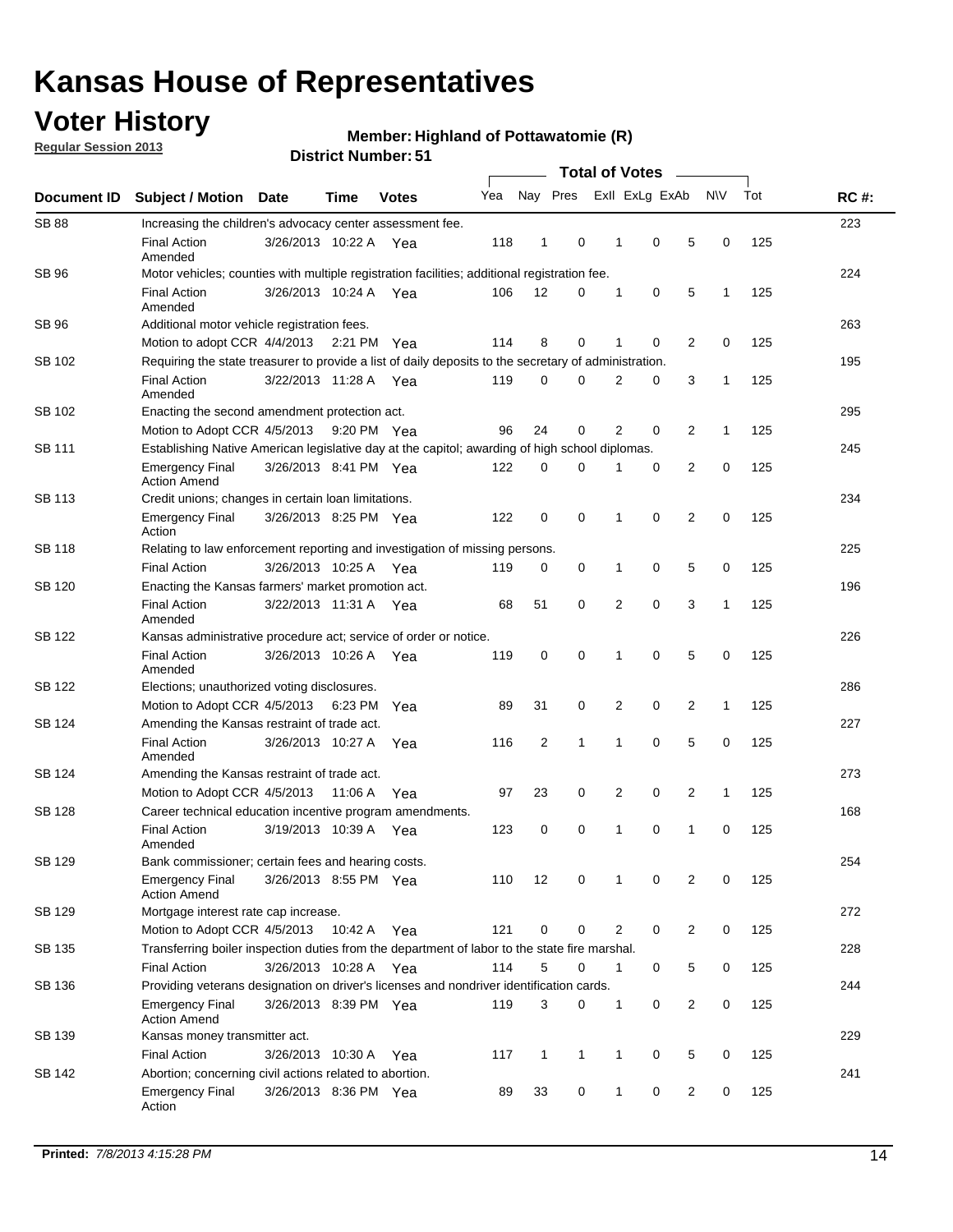# Kansas House of Representatives

## Voter History

**Regular Session 2013**

**Member: Highland of Pottawatomie (R)**

**District Number: 51**

| Document ID | Subject / Motion | Date | Time | Votes | Yea | Nay | Pres | ExII | ExLg | ExAb | N\V | Tot | RC #: |
|---|---|---|---|---|---|---|---|---|---|---|---|---|---|
| SB 88 | Increasing the children's advocacy center assessment fee. | | | | | | | | | | | | 223 |
| | Final Action Amended | 3/26/2013 | 10:22 A | Yea | 118 | 1 | 0 | 1 | 0 | 5 | 0 | 125 | |
| SB 96 | Motor vehicles; counties with multiple registration facilities; additional registration fee. | | | | | | | | | | | | 224 |
| | Final Action Amended | 3/26/2013 | 10:24 A | Yea | 106 | 12 | 0 | 1 | 0 | 5 | 1 | 125 | |
| SB 96 | Additional motor vehicle registration fees. | | | | | | | | | | | | 263 |
| | Motion to adopt CCR | 4/4/2013 | 2:21 PM | Yea | 114 | 8 | 0 | 1 | 0 | 2 | 0 | 125 | |
| SB 102 | Requiring the state treasurer to provide a list of daily deposits to the secretary of administration. | | | | | | | | | | | | 195 |
| | Final Action Amended | 3/22/2013 | 11:28 A | Yea | 119 | 0 | 0 | 2 | 0 | 3 | 1 | 125 | |
| SB 102 | Enacting the second amendment protection act. | | | | | | | | | | | | 295 |
| | Motion to Adopt CCR | 4/5/2013 | 9:20 PM | Yea | 96 | 24 | 0 | 2 | 0 | 2 | 1 | 125 | |
| SB 111 | Establishing Native American legislative day at the capitol; awarding of high school diplomas. | | | | | | | | | | | | 245 |
| | Emergency Final Action Amend | 3/26/2013 | 8:41 PM | Yea | 122 | 0 | 0 | 1 | 0 | 2 | 0 | 125 | |
| SB 113 | Credit unions; changes in certain loan limitations. | | | | | | | | | | | | 234 |
| | Emergency Final Action | 3/26/2013 | 8:25 PM | Yea | 122 | 0 | 0 | 1 | 0 | 2 | 0 | 125 | |
| SB 118 | Relating to law enforcement reporting and investigation of missing persons. | | | | | | | | | | | | 225 |
| | Final Action | 3/26/2013 | 10:25 A | Yea | 119 | 0 | 0 | 1 | 0 | 5 | 0 | 125 | |
| SB 120 | Enacting the Kansas farmers' market promotion act. | | | | | | | | | | | | 196 |
| | Final Action Amended | 3/22/2013 | 11:31 A | Yea | 68 | 51 | 0 | 2 | 0 | 3 | 1 | 125 | |
| SB 122 | Kansas administrative procedure act; service of order or notice. | | | | | | | | | | | | 226 |
| | Final Action Amended | 3/26/2013 | 10:26 A | Yea | 119 | 0 | 0 | 1 | 0 | 5 | 0 | 125 | |
| SB 122 | Elections; unauthorized voting disclosures. | | | | | | | | | | | | 286 |
| | Motion to Adopt CCR | 4/5/2013 | 6:23 PM | Yea | 89 | 31 | 0 | 2 | 0 | 2 | 1 | 125 | |
| SB 124 | Amending the Kansas restraint of trade act. | | | | | | | | | | | | 227 |
| | Final Action Amended | 3/26/2013 | 10:27 A | Yea | 116 | 2 | 1 | 1 | 0 | 5 | 0 | 125 | |
| SB 124 | Amending the Kansas restraint of trade act. | | | | | | | | | | | | 273 |
| | Motion to Adopt CCR | 4/5/2013 | 11:06 A | Yea | 97 | 23 | 0 | 2 | 0 | 2 | 1 | 125 | |
| SB 128 | Career technical education incentive program amendments. | | | | | | | | | | | | 168 |
| | Final Action Amended | 3/19/2013 | 10:39 A | Yea | 123 | 0 | 0 | 1 | 0 | 1 | 0 | 125 | |
| SB 129 | Bank commissioner; certain fees and hearing costs. | | | | | | | | | | | | 254 |
| | Emergency Final Action Amend | 3/26/2013 | 8:55 PM | Yea | 110 | 12 | 0 | 1 | 0 | 2 | 0 | 125 | |
| SB 129 | Mortgage interest rate cap increase. | | | | | | | | | | | | 272 |
| | Motion to Adopt CCR | 4/5/2013 | 10:42 A | Yea | 121 | 0 | 0 | 2 | 0 | 2 | 0 | 125 | |
| SB 135 | Transferring boiler inspection duties from the department of labor to the state fire marshal. | | | | | | | | | | | | 228 |
| | Final Action | 3/26/2013 | 10:28 A | Yea | 114 | 5 | 0 | 1 | 0 | 5 | 0 | 125 | |
| SB 136 | Providing veterans designation on driver's licenses and nondriver identification cards. | | | | | | | | | | | | 244 |
| | Emergency Final Action Amend | 3/26/2013 | 8:39 PM | Yea | 119 | 3 | 0 | 1 | 0 | 2 | 0 | 125 | |
| SB 139 | Kansas money transmitter act. | | | | | | | | | | | | 229 |
| | Final Action | 3/26/2013 | 10:30 A | Yea | 117 | 1 | 1 | 1 | 0 | 5 | 0 | 125 | |
| SB 142 | Abortion; concerning civil actions related to abortion. | | | | | | | | | | | | 241 |
| | Emergency Final Action | 3/26/2013 | 8:36 PM | Yea | 89 | 33 | 0 | 1 | 0 | 2 | 0 | 125 | |

**Printed:** *7/8/2013 4:15:28 PM*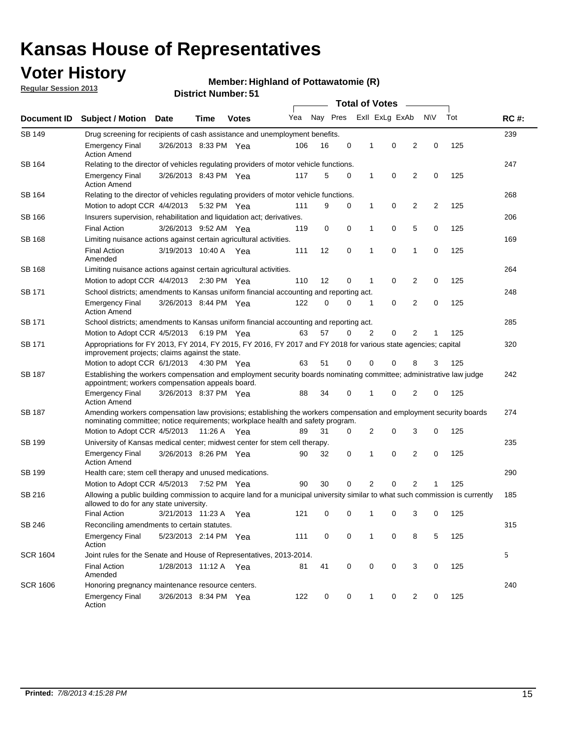# Kansas House of Representatives

## Voter History

**Regular Session 2013**

**Member: Highland of Pottawatomie (R)**

**District Number: 51**

| Document ID | Subject / Motion | Date | Time | Votes | Yea | Nay | Pres | ExII | ExLg | ExAb | N\V | Tot | RC #: |
|---|---|---|---|---|---|---|---|---|---|---|---|---|---|
| SB 149 | Drug screening for recipients of cash assistance and unemployment benefits. | | | | | | | | | | | | 239 |
| | Emergency Final Action Amend | 3/26/2013 | 8:33 PM | Yea | 106 | 16 | 0 | 1 | 0 | 2 | 0 | 125 | |
| SB 164 | Relating to the director of vehicles regulating providers of motor vehicle functions. | | | | | | | | | | | | 247 |
| | Emergency Final Action Amend | 3/26/2013 | 8:43 PM | Yea | 117 | 5 | 0 | 1 | 0 | 2 | 0 | 125 | |
| SB 164 | Relating to the director of vehicles regulating providers of motor vehicle functions. | | | | | | | | | | | | 268 |
| | Motion to adopt CCR | 4/4/2013 | 5:32 PM | Yea | 111 | 9 | 0 | 1 | 0 | 2 | 2 | 125 | |
| SB 166 | Insurers supervision, rehabilitation and liquidation act; derivatives. | | | | | | | | | | | | 206 |
| | Final Action | 3/26/2013 | 9:52 AM | Yea | 119 | 0 | 0 | 1 | 0 | 5 | 0 | 125 | |
| SB 168 | Limiting nuisance actions against certain agricultural activities. | | | | | | | | | | | | 169 |
| | Final Action Amended | 3/19/2013 | 10:40 A | Yea | 111 | 12 | 0 | 1 | 0 | 1 | 0 | 125 | |
| SB 168 | Limiting nuisance actions against certain agricultural activities. | | | | | | | | | | | | 264 |
| | Motion to adopt CCR | 4/4/2013 | 2:30 PM | Yea | 110 | 12 | 0 | 1 | 0 | 2 | 0 | 125 | |
| SB 171 | School districts; amendments to Kansas uniform financial accounting and reporting act. | | | | | | | | | | | | 248 |
| | Emergency Final Action Amend | 3/26/2013 | 8:44 PM | Yea | 122 | 0 | 0 | 1 | 0 | 2 | 0 | 125 | |
| SB 171 | School districts; amendments to Kansas uniform financial accounting and reporting act. | | | | | | | | | | | | 285 |
| | Motion to Adopt CCR | 4/5/2013 | 6:19 PM | Yea | 63 | 57 | 0 | 2 | 0 | 2 | 1 | 125 | |
| SB 171 | Appropriations for FY 2013, FY 2014, FY 2015, FY 2016, FY 2017 and FY 2018 for various state agencies; capital improvement projects; claims against the state. | | | | | | | | | | | | 320 |
| | Motion to adopt CCR | 6/1/2013 | 4:30 PM | Yea | 63 | 51 | 0 | 0 | 0 | 8 | 3 | 125 | |
| SB 187 | Establishing the workers compensation and employment security boards nominating committee; administrative law judge appointment; workers compensation appeals board. | | | | | | | | | | | | 242 |
| | Emergency Final Action Amend | 3/26/2013 | 8:37 PM | Yea | 88 | 34 | 0 | 1 | 0 | 2 | 0 | 125 | |
| SB 187 | Amending workers compensation law provisions; establishing the workers compensation and employment security boards nominating committee; notice requirements; workplace health and safety program. | | | | | | | | | | | | 274 |
| | Motion to Adopt CCR | 4/5/2013 | 11:26 A | Yea | 89 | 31 | 0 | 2 | 0 | 3 | 0 | 125 | |
| SB 199 | University of Kansas medical center; midwest center for stem cell therapy. | | | | | | | | | | | | 235 |
| | Emergency Final Action Amend | 3/26/2013 | 8:26 PM | Yea | 90 | 32 | 0 | 1 | 0 | 2 | 0 | 125 | |
| SB 199 | Health care; stem cell therapy and unused medications. | | | | | | | | | | | | 290 |
| | Motion to Adopt CCR | 4/5/2013 | 7:52 PM | Yea | 90 | 30 | 0 | 2 | 0 | 2 | 1 | 125 | |
| SB 216 | Allowing a public building commission to acquire land for a municipal university similar to what such commission is currently allowed to do for any state university. | | | | | | | | | | | | 185 |
| | Final Action | 3/21/2013 | 11:23 A | Yea | 121 | 0 | 0 | 1 | 0 | 3 | 0 | 125 | |
| SB 246 | Reconciling amendments to certain statutes. | | | | | | | | | | | | 315 |
| | Emergency Final Action | 5/23/2013 | 2:14 PM | Yea | 111 | 0 | 0 | 1 | 0 | 8 | 5 | 125 | |
| SCR 1604 | Joint rules for the Senate and House of Representatives, 2013-2014. | | | | | | | | | | | | 5 |
| | Final Action Amended | 1/28/2013 | 11:12 A | Yea | 81 | 41 | 0 | 0 | 0 | 3 | 0 | 125 | |
| SCR 1606 | Honoring pregnancy maintenance resource centers. | | | | | | | | | | | | 240 |
| | Emergency Final Action | 3/26/2013 | 8:34 PM | Yea | 122 | 0 | 0 | 1 | 0 | 2 | 0 | 125 | |

**Printed:** *7/8/2013 4:15:28 PM*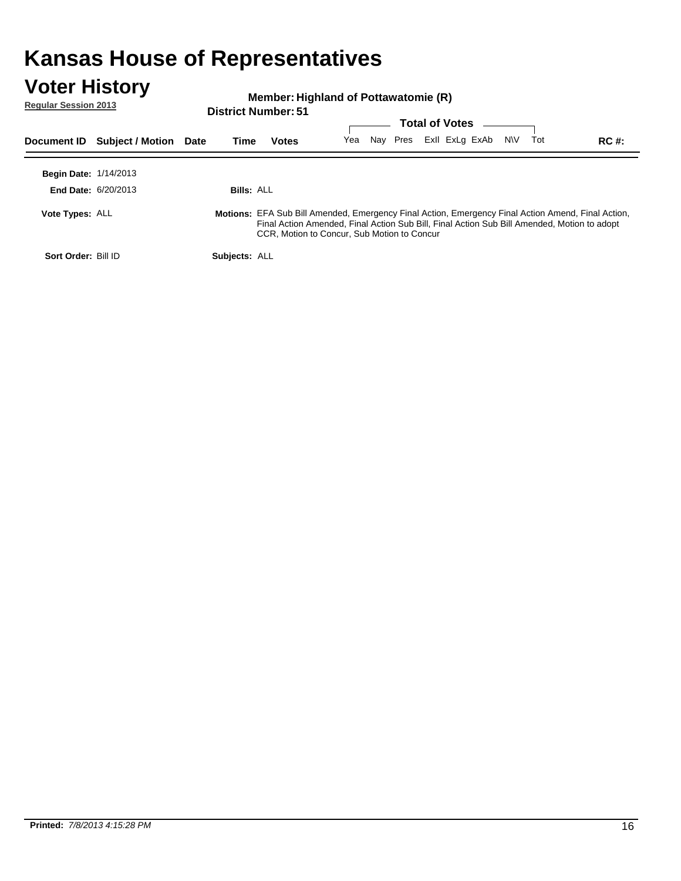# Kansas House of Representatives

## Voter History

**Regular Session 2013**

**Member:** Highland of Pottawatomie (R)

**District Number:** 51

| Document ID | Subject / Motion | Date | Time | Votes | Total of Votes: Yea | Nay | Pres | ExII | ExLg | ExAb | N\V | Tot | RC #: |
|---|---|---|---|---|---|---|---|---|---|---|---|---|---|

**Begin Date:** 1/14/2013

**End Date:** 6/20/2013

**Bills:** ALL

**Vote Types:** ALL

**Motions:** EFA Sub Bill Amended, Emergency Final Action, Emergency Final Action Amend, Final Action, Final Action Amended, Final Action Sub Bill, Final Action Sub Bill Amended, Motion to adopt CCR, Motion to Concur, Sub Motion to Concur

**Sort Order:** Bill ID

**Subjects:** ALL

**Printed:** *7/8/2013 4:15:28 PM*